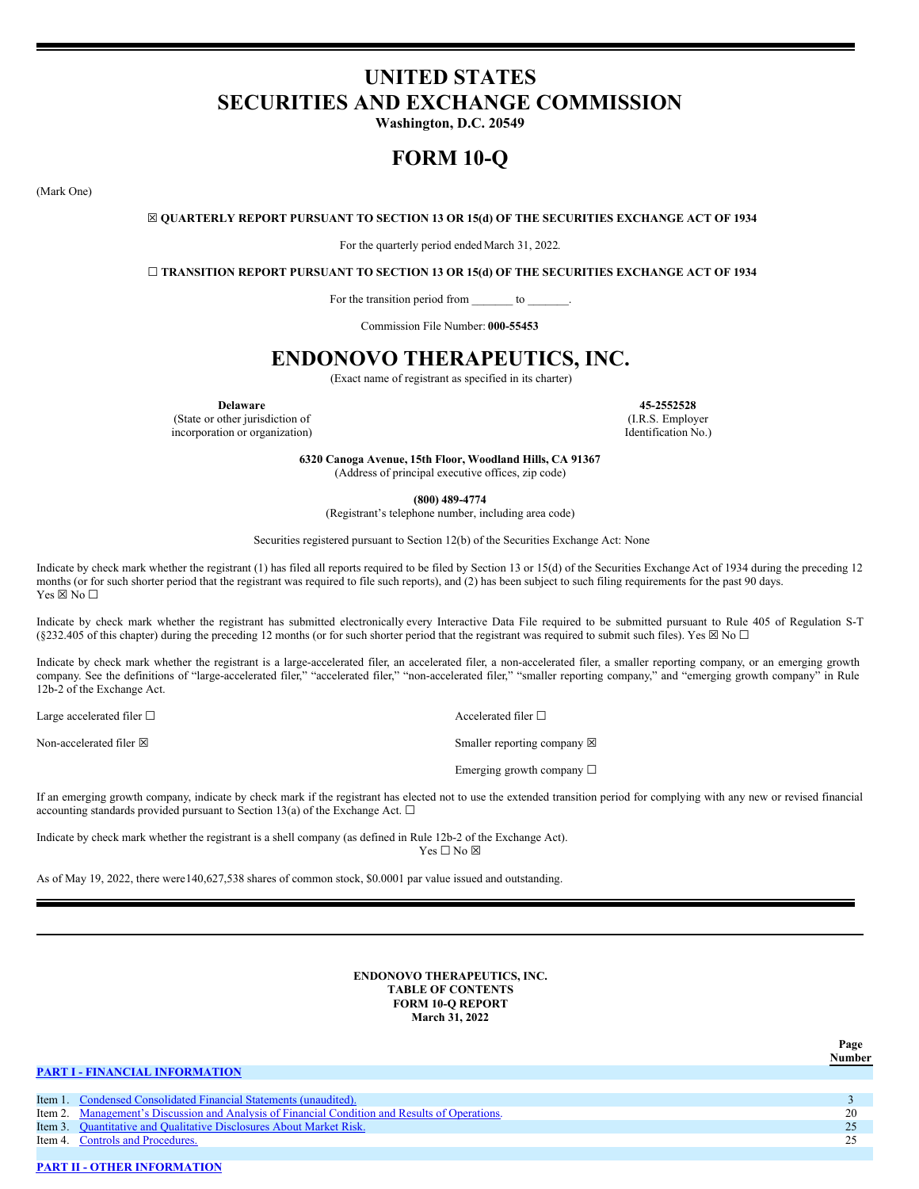# UNITED STATES
# SECURITIES AND EXCHANGE COMMISSION

**Washington, D.C. 20549**

# FORM 10-Q

(Mark One)

**☒ QUARTERLY REPORT PURSUANT TO SECTION 13 OR 15(d) OF THE SECURITIES EXCHANGE ACT OF 1934**

For the quarterly period ended March 31, 2022.

**☐ TRANSITION REPORT PURSUANT TO SECTION 13 OR 15(d) OF THE SECURITIES EXCHANGE ACT OF 1934**

For the transition period from _______ to _______.

Commission File Number: **000-55453**

# ENDONOVO THERAPEUTICS, INC.

(Exact name of registrant as specified in its charter)

| **Delaware** | **45-2552528** |
|---|---|
| (State or other jurisdiction of incorporation or organization) | (I.R.S. Employer Identification No.) |

**6320 Canoga Avenue, 15th Floor, Woodland Hills, CA 91367**
(Address of principal executive offices, zip code)

**(800) 489-4774**
(Registrant's telephone number, including area code)

Securities registered pursuant to Section 12(b) of the Securities Exchange Act: None

Indicate by check mark whether the registrant (1) has filed all reports required to be filed by Section 13 or 15(d) of the Securities Exchange Act of 1934 during the preceding 12 months (or for such shorter period that the registrant was required to file such reports), and (2) has been subject to such filing requirements for the past 90 days. Yes ☒ No ☐

Indicate by check mark whether the registrant has submitted electronically every Interactive Data File required to be submitted pursuant to Rule 405 of Regulation S-T (§232.405 of this chapter) during the preceding 12 months (or for such shorter period that the registrant was required to submit such files). Yes ☒ No ☐

Indicate by check mark whether the registrant is a large-accelerated filer, an accelerated filer, a non-accelerated filer, a smaller reporting company, or an emerging growth company. See the definitions of "large-accelerated filer," "accelerated filer," "non-accelerated filer," "smaller reporting company," and "emerging growth company" in Rule 12b-2 of the Exchange Act.

| | |
|---|---|
| Large accelerated filer ☐ | Accelerated filer ☐ |
| Non-accelerated filer ☒ | Smaller reporting company ☒ |
| | Emerging growth company ☐ |

If an emerging growth company, indicate by check mark if the registrant has elected not to use the extended transition period for complying with any new or revised financial accounting standards provided pursuant to Section 13(a) of the Exchange Act. ☐

Indicate by check mark whether the registrant is a shell company (as defined in Rule 12b-2 of the Exchange Act).
Yes ☐ No ☒

As of May 19, 2022, there were 140,627,538 shares of common stock, $0.0001 par value issued and outstanding.

---

**ENDONOVO THERAPEUTICS, INC.**
**TABLE OF CONTENTS**
**FORM 10-Q REPORT**
**March 31, 2022**

| | | Page Number |
|---|---|---|
| **PART I - FINANCIAL INFORMATION** | | |
| Item 1. | Condensed Consolidated Financial Statements (unaudited). | 3 |
| Item 2. | Management's Discussion and Analysis of Financial Condition and Results of Operations. | 20 |
| Item 3. | Quantitative and Qualitative Disclosures About Market Risk. | 25 |
| Item 4. | Controls and Procedures. | 25 |
| **PART II - OTHER INFORMATION** | | |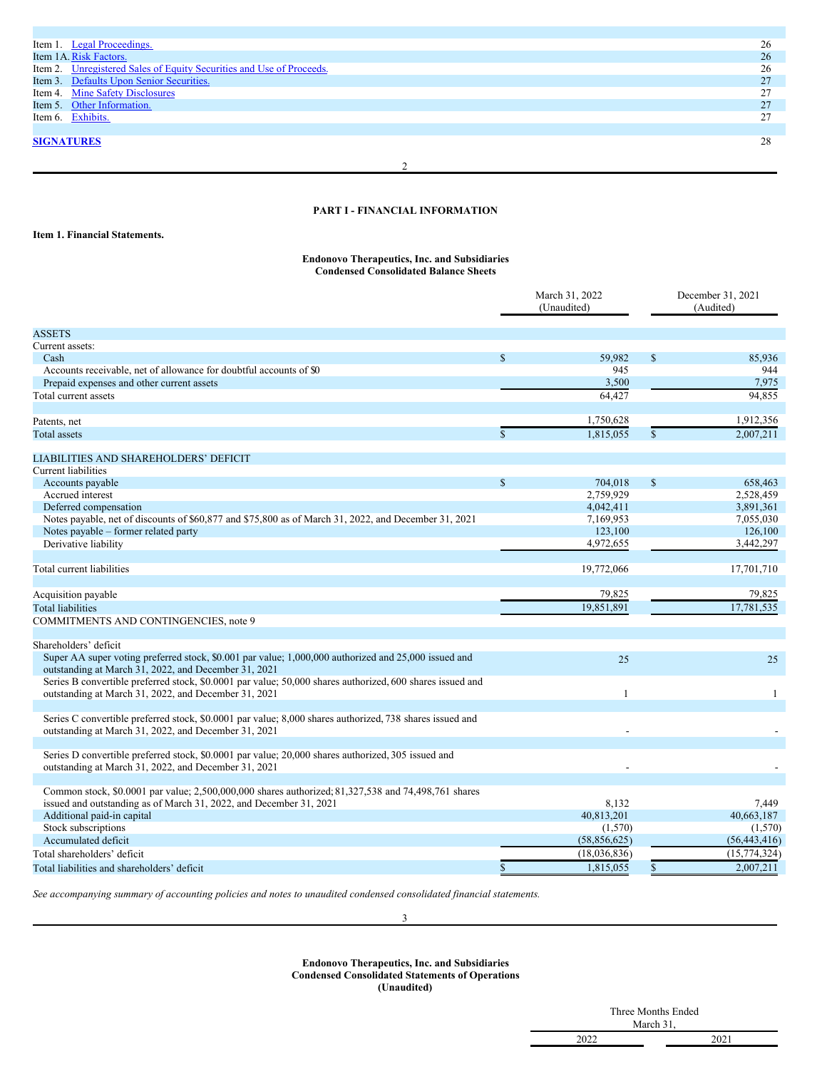| | |
|---|---|
| Item 1. Legal Proceedings. | 26 |
| Item 1A. Risk Factors. | 26 |
| Item 2. Unregistered Sales of Equity Securities and Use of Proceeds. | 26 |
| Item 3. Defaults Upon Senior Securities. | 27 |
| Item 4. Mine Safety Disclosures | 27 |
| Item 5. Other Information. | 27 |
| Item 6. Exhibits. | 27 |
| **SIGNATURES** | 28 |

## PART I - FINANCIAL INFORMATION

**Item 1. Financial Statements.**

**Endonovo Therapeutics, Inc. and Subsidiaries**
**Condensed Consolidated Balance Sheets**

| | March 31, 2022 (Unaudited) | December 31, 2021 (Audited) |
|---|---|---|
| ASSETS | | |
| Current assets: | | |
| Cash | $ 59,982 | $ 85,936 |
| Accounts receivable, net of allowance for doubtful accounts of $0 | 945 | 944 |
| Prepaid expenses and other current assets | 3,500 | 7,975 |
| Total current assets | 64,427 | 94,855 |
| | | |
| Patents, net | 1,750,628 | 1,912,356 |
| Total assets | $ 1,815,055 | $ 2,007,211 |
| | | |
| LIABILITIES AND SHAREHOLDERS' DEFICIT | | |
| Current liabilities | | |
| Accounts payable | $ 704,018 | $ 658,463 |
| Accrued interest | 2,759,929 | 2,528,459 |
| Deferred compensation | 4,042,411 | 3,891,361 |
| Notes payable, net of discounts of $60,877 and $75,800 as of March 31, 2022, and December 31, 2021 | 7,169,953 | 7,055,030 |
| Notes payable – former related party | 123,100 | 126,100 |
| Derivative liability | 4,972,655 | 3,442,297 |
| | | |
| Total current liabilities | 19,772,066 | 17,701,710 |
| | | |
| Acquisition payable | 79,825 | 79,825 |
| Total liabilities | 19,851,891 | 17,781,535 |
| COMMITMENTS AND CONTINGENCIES, note 9 | | |
| | | |
| Shareholders' deficit | | |
| Super AA super voting preferred stock, $0.001 par value; 1,000,000 authorized and 25,000 issued and outstanding at March 31, 2022, and December 31, 2021 | 25 | 25 |
| Series B convertible preferred stock, $0.0001 par value; 50,000 shares authorized, 600 shares issued and outstanding at March 31, 2022, and December 31, 2021 | 1 | 1 |
| Series C convertible preferred stock, $0.0001 par value; 8,000 shares authorized, 738 shares issued and outstanding at March 31, 2022, and December 31, 2021 | - | - |
| Series D convertible preferred stock, $0.0001 par value; 20,000 shares authorized, 305 issued and outstanding at March 31, 2022, and December 31, 2021 | - | - |
| Common stock, $0.0001 par value; 2,500,000,000 shares authorized; 81,327,538 and 74,498,761 shares issued and outstanding as of March 31, 2022, and December 31, 2021 | 8,132 | 7,449 |
| Additional paid-in capital | 40,813,201 | 40,663,187 |
| Stock subscriptions | (1,570) | (1,570) |
| Accumulated deficit | (58,856,625) | (56,443,416) |
| Total shareholders' deficit | (18,036,836) | (15,774,324) |
| Total liabilities and shareholders' deficit | $ 1,815,055 | $ 2,007,211 |

*See accompanying summary of accounting policies and notes to unaudited condensed consolidated financial statements.*

**Endonovo Therapeutics, Inc. and Subsidiaries**
**Condensed Consolidated Statements of Operations**
**(Unaudited)**

| | Three Months Ended March 31, | |
|---|---|---|
| | 2022 | 2021 |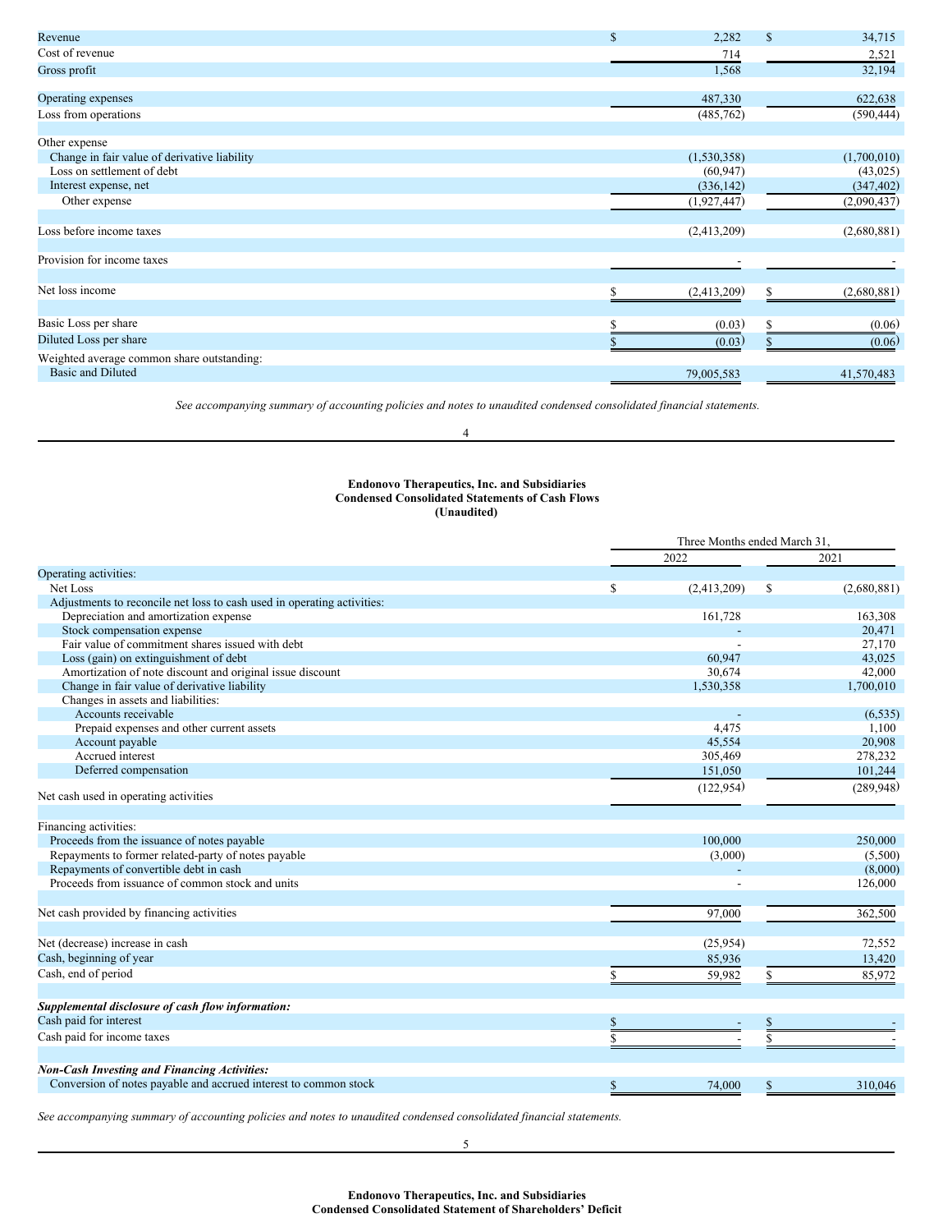| | | |
|---|---|---|
| Revenue | $ 2,282 | $ 34,715 |
| Cost of revenue | 714 | 2,521 |
| Gross profit | 1,568 | 32,194 |
| | | |
| Operating expenses | 487,330 | 622,638 |
| Loss from operations | (485,762) | (590,444) |
| | | |
| Other expense | | |
| Change in fair value of derivative liability | (1,530,358) | (1,700,010) |
| Loss on settlement of debt | (60,947) | (43,025) |
| Interest expense, net | (336,142) | (347,402) |
| Other expense | (1,927,447) | (2,090,437) |
| | | |
| Loss before income taxes | (2,413,209) | (2,680,881) |
| | | |
| Provision for income taxes | - | - |
| | | |
| Net loss income | $ (2,413,209) | $ (2,680,881) |
| | | |
| Basic Loss per share | $ (0.03) | $ (0.06) |
| Diluted Loss per share | $ (0.03) | $ (0.06) |
| Weighted average common share outstanding: | | |
| Basic and Diluted | 79,005,583 | 41,570,483 |

*See accompanying summary of accounting policies and notes to unaudited condensed consolidated financial statements.*

**Endonovo Therapeutics, Inc. and Subsidiaries**
**Condensed Consolidated Statements of Cash Flows**
**(Unaudited)**

| | Three Months ended March 31, | |
|---|---|---|
| | 2022 | 2021 |
| Operating activities: | | |
| Net Loss | $ (2,413,209) | $ (2,680,881) |
| Adjustments to reconcile net loss to cash used in operating activities: | | |
| Depreciation and amortization expense | 161,728 | 163,308 |
| Stock compensation expense | - | 20,471 |
| Fair value of commitment shares issued with debt | - | 27,170 |
| Loss (gain) on extinguishment of debt | 60,947 | 43,025 |
| Amortization of note discount and original issue discount | 30,674 | 42,000 |
| Change in fair value of derivative liability | 1,530,358 | 1,700,010 |
| Changes in assets and liabilities: | | |
| Accounts receivable | - | (6,535) |
| Prepaid expenses and other current assets | 4,475 | 1,100 |
| Account payable | 45,554 | 20,908 |
| Accrued interest | 305,469 | 278,232 |
| Deferred compensation | 151,050 | 101,244 |
| Net cash used in operating activities | (122,954) | (289,948) |
| | | |
| Financing activities: | | |
| Proceeds from the issuance of notes payable | 100,000 | 250,000 |
| Repayments to former related-party of notes payable | (3,000) | (5,500) |
| Repayments of convertible debt in cash | - | (8,000) |
| Proceeds from issuance of common stock and units | - | 126,000 |
| | | |
| Net cash provided by financing activities | 97,000 | 362,500 |
| | | |
| Net (decrease) increase in cash | (25,954) | 72,552 |
| Cash, beginning of year | 85,936 | 13,420 |
| Cash, end of period | $ 59,982 | $ 85,972 |
| | | |
| ***Supplemental disclosure of cash flow information:*** | | |
| Cash paid for interest | $ - | $ - |
| Cash paid for income taxes | $ - | $ - |
| | | |
| ***Non-Cash Investing and Financing Activities:*** | | |
| Conversion of notes payable and accrued interest to common stock | $ 74,000 | $ 310,046 |

*See accompanying summary of accounting policies and notes to unaudited condensed consolidated financial statements.*

**Endonovo Therapeutics, Inc. and Subsidiaries**
**Condensed Consolidated Statement of Shareholders' Deficit**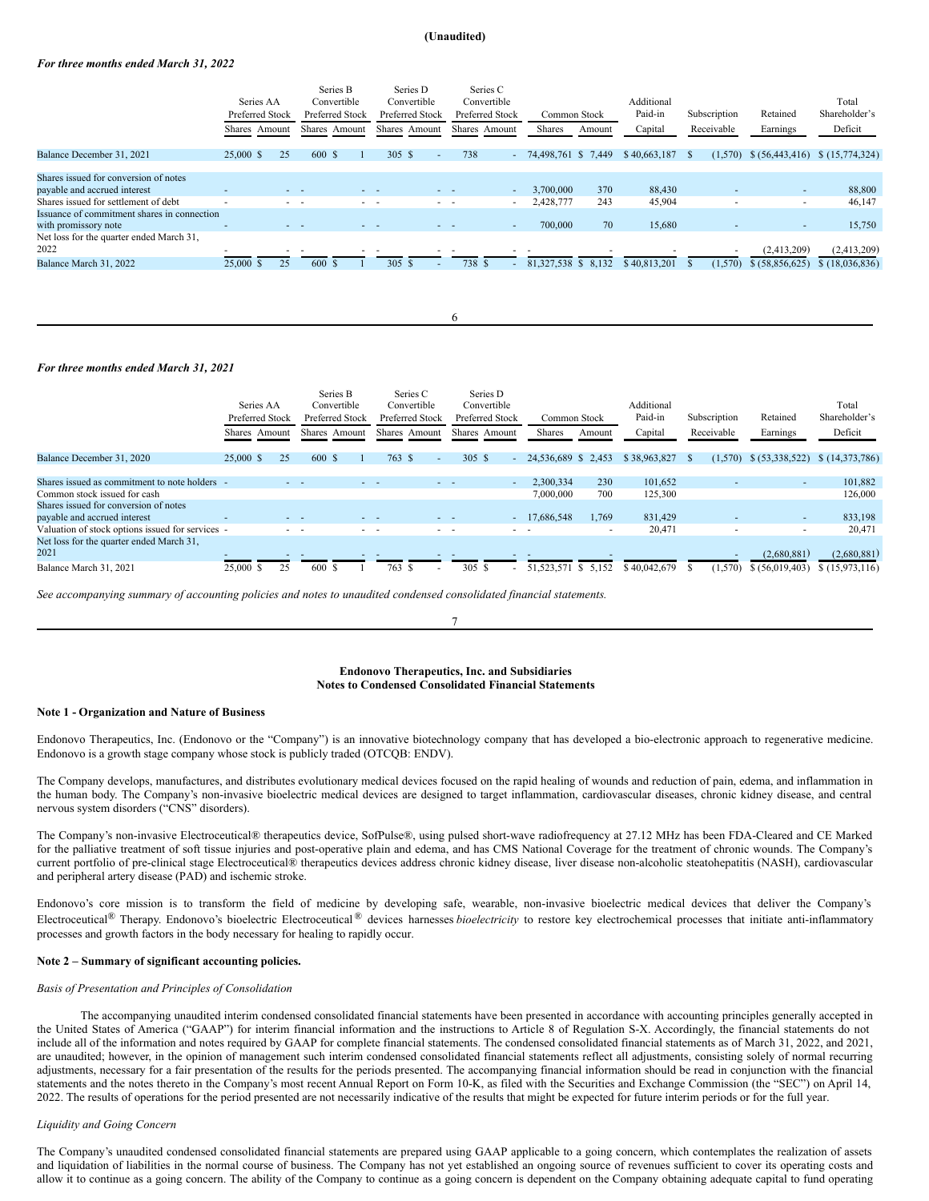**(Unaudited)**

*For three months ended March 31, 2022*

| | Series AA Preferred Stock | | Series B Convertible Preferred Stock | | Series D Convertible Preferred Stock | | Series C Convertible Preferred Stock | | Common Stock | | Additional Paid-in | Subscription | Retained | Total Shareholder's |
|---|---|---|---|---|---|---|---|---|---|---|---|---|---|---|
| | Shares | Amount | Shares | Amount | Shares | Amount | Shares | Amount | Shares | Amount | Capital | Receivable | Earnings | Deficit |
| Balance December 31, 2021 | 25,000 | $ 25 | 600 | $ 1 | 305 | $ - | 738 | - | 74,498,761 | $ 7,449 | $ 40,663,187 | $ (1,570) | $ (56,443,416) | $ (15,774,324) |
| Shares issued for conversion of notes payable and accrued interest | - | - | - | - | - | - | - | - | 3,700,000 | 370 | 88,430 | - | - | 88,800 |
| Shares issued for settlement of debt | - | - | - | - | - | - | - | - | 2,428,777 | 243 | 45,904 | - | - | 46,147 |
| Issuance of commitment shares in connection with promissory note | - | - | - | - | - | - | - | - | 700,000 | 70 | 15,680 | - | - | 15,750 |
| Net loss for the quarter ended March 31, 2022 | - | - | - | - | - | - | - | - | - | - | - | - | (2,413,209) | (2,413,209) |
| Balance March 31, 2022 | 25,000 | $ 25 | 600 | $ 1 | 305 | $ - | 738 | $ - | 81,327,538 | $ 8,132 | $ 40,813,201 | $ (1,570) | $ (58,856,625) | $ (18,036,836) |

*For three months ended March 31, 2021*

| | Series AA Preferred Stock | | Series B Convertible Preferred Stock | | Series C Convertible Preferred Stock | | Series D Convertible Preferred Stock | | Common Stock | | Additional Paid-in | Subscription | Retained | Total Shareholder's |
|---|---|---|---|---|---|---|---|---|---|---|---|---|---|---|
| | Shares | Amount | Shares | Amount | Shares | Amount | Shares | Amount | Shares | Amount | Capital | Receivable | Earnings | Deficit |
| Balance December 31, 2020 | 25,000 | $ 25 | 600 | $ 1 | 763 | $ - | 305 | $ - | 24,536,689 | $ 2,453 | $ 38,963,827 | $ (1,570) | $ (53,338,522) | $ (14,373,786) |
| Shares issued as commitment to note holders | - | - | - | - | - | - | - | - | 2,300,334 | 230 | 101,652 | - | - | 101,882 |
| Common stock issued for cash | | | | | | | | | 7,000,000 | 700 | 125,300 | | | 126,000 |
| Shares issued for conversion of notes payable and accrued interest | - | - | - | - | - | - | - | - | 17,686,548 | 1,769 | 831,429 | - | - | 833,198 |
| Valuation of stock options issued for services | - | - | - | - | - | - | - | - | - | - | 20,471 | - | - | 20,471 |
| Net loss for the quarter ended March 31, 2021 | - | - | - | - | - | - | - | - | - | - | - | - | (2,680,881) | (2,680,881) |
| Balance March 31, 2021 | 25,000 | $ 25 | 600 | $ 1 | 763 | $ - | 305 | $ - | 51,523,571 | $ 5,152 | $ 40,042,679 | $ (1,570) | $ (56,019,403) | $ (15,973,116) |

*See accompanying summary of accounting policies and notes to unaudited condensed consolidated financial statements.*

**Endonovo Therapeutics, Inc. and Subsidiaries**
**Notes to Condensed Consolidated Financial Statements**

**Note 1 - Organization and Nature of Business**

Endonovo Therapeutics, Inc. (Endonovo or the "Company") is an innovative biotechnology company that has developed a bio-electronic approach to regenerative medicine. Endonovo is a growth stage company whose stock is publicly traded (OTCQB: ENDV).

The Company develops, manufactures, and distributes evolutionary medical devices focused on the rapid healing of wounds and reduction of pain, edema, and inflammation in the human body. The Company's non-invasive bioelectric medical devices are designed to target inflammation, cardiovascular diseases, chronic kidney disease, and central nervous system disorders ("CNS" disorders).

The Company's non-invasive Electroceutical® therapeutics device, SofPulse®, using pulsed short-wave radiofrequency at 27.12 MHz has been FDA-Cleared and CE Marked for the palliative treatment of soft tissue injuries and post-operative plain and edema, and has CMS National Coverage for the treatment of chronic wounds. The Company's current portfolio of pre-clinical stage Electroceutical® therapeutics devices address chronic kidney disease, liver disease non-alcoholic steatohepatitis (NASH), cardiovascular and peripheral artery disease (PAD) and ischemic stroke.

Endonovo's core mission is to transform the field of medicine by developing safe, wearable, non-invasive bioelectric medical devices that deliver the Company's Electroceutical® Therapy. Endonovo's bioelectric Electroceutical® devices harnesses *bioelectricity* to restore key electrochemical processes that initiate anti-inflammatory processes and growth factors in the body necessary for healing to rapidly occur.

**Note 2 – Summary of significant accounting policies.**

*Basis of Presentation and Principles of Consolidation*

The accompanying unaudited interim condensed consolidated financial statements have been presented in accordance with accounting principles generally accepted in the United States of America ("GAAP") for interim financial information and the instructions to Article 8 of Regulation S-X. Accordingly, the financial statements do not include all of the information and notes required by GAAP for complete financial statements. The condensed consolidated financial statements as of March 31, 2022, and 2021, are unaudited; however, in the opinion of management such interim condensed consolidated financial statements reflect all adjustments, consisting solely of normal recurring adjustments, necessary for a fair presentation of the results for the periods presented. The accompanying financial information should be read in conjunction with the financial statements and the notes thereto in the Company's most recent Annual Report on Form 10-K, as filed with the Securities and Exchange Commission (the "SEC") on April 14, 2022. The results of operations for the period presented are not necessarily indicative of the results that might be expected for future interim periods or for the full year.

*Liquidity and Going Concern*

The Company's unaudited condensed consolidated financial statements are prepared using GAAP applicable to a going concern, which contemplates the realization of assets and liquidation of liabilities in the normal course of business. The Company has not yet established an ongoing source of revenues sufficient to cover its operating costs and allow it to continue as a going concern. The ability of the Company to continue as a going concern is dependent on the Company obtaining adequate capital to fund operating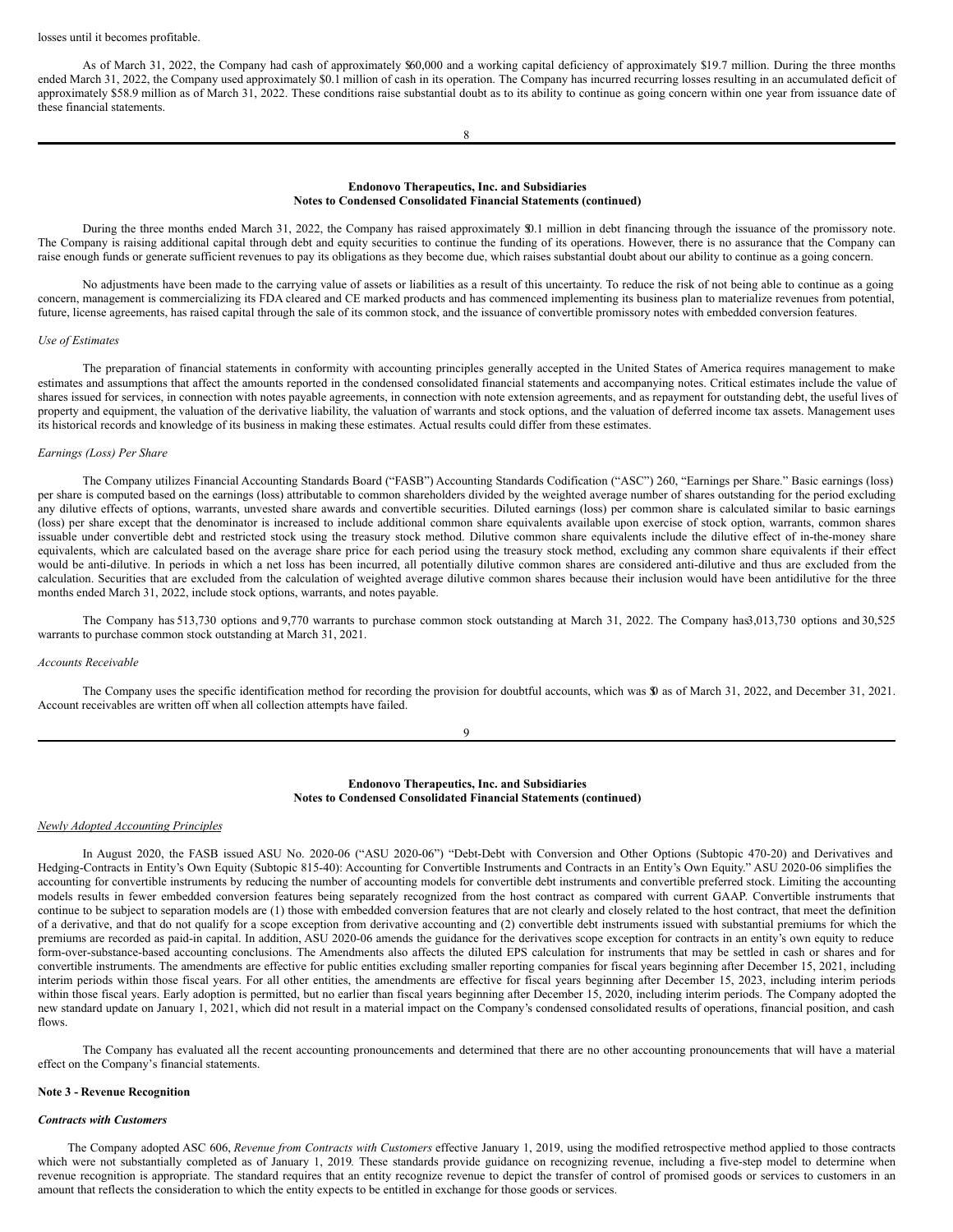losses until it becomes profitable.

As of March 31, 2022, the Company had cash of approximately $60,000 and a working capital deficiency of approximately $19.7 million. During the three months ended March 31, 2022, the Company used approximately $0.1 million of cash in its operation. The Company has incurred recurring losses resulting in an accumulated deficit of approximately $58.9 million as of March 31, 2022. These conditions raise substantial doubt as to its ability to continue as going concern within one year from issuance date of these financial statements.

**Endonovo Therapeutics, Inc. and Subsidiaries**
**Notes to Condensed Consolidated Financial Statements (continued)**

During the three months ended March 31, 2022, the Company has raised approximately $0.1 million in debt financing through the issuance of the promissory note. The Company is raising additional capital through debt and equity securities to continue the funding of its operations. However, there is no assurance that the Company can raise enough funds or generate sufficient revenues to pay its obligations as they become due, which raises substantial doubt about our ability to continue as a going concern.

No adjustments have been made to the carrying value of assets or liabilities as a result of this uncertainty. To reduce the risk of not being able to continue as a going concern, management is commercializing its FDA cleared and CE marked products and has commenced implementing its business plan to materialize revenues from potential, future, license agreements, has raised capital through the sale of its common stock, and the issuance of convertible promissory notes with embedded conversion features.

*Use of Estimates*

The preparation of financial statements in conformity with accounting principles generally accepted in the United States of America requires management to make estimates and assumptions that affect the amounts reported in the condensed consolidated financial statements and accompanying notes. Critical estimates include the value of shares issued for services, in connection with notes payable agreements, in connection with note extension agreements, and as repayment for outstanding debt, the useful lives of property and equipment, the valuation of the derivative liability, the valuation of warrants and stock options, and the valuation of deferred income tax assets. Management uses its historical records and knowledge of its business in making these estimates. Actual results could differ from these estimates.

*Earnings (Loss) Per Share*

The Company utilizes Financial Accounting Standards Board ("FASB") Accounting Standards Codification ("ASC") 260, "Earnings per Share." Basic earnings (loss) per share is computed based on the earnings (loss) attributable to common shareholders divided by the weighted average number of shares outstanding for the period excluding any dilutive effects of options, warrants, unvested share awards and convertible securities. Diluted earnings (loss) per common share is calculated similar to basic earnings (loss) per share except that the denominator is increased to include additional common share equivalents available upon exercise of stock option, warrants, common shares issuable under convertible debt and restricted stock using the treasury stock method. Dilutive common share equivalents include the dilutive effect of in-the-money share equivalents, which are calculated based on the average share price for each period using the treasury stock method, excluding any common share equivalents if their effect would be anti-dilutive. In periods in which a net loss has been incurred, all potentially dilutive common shares are considered anti-dilutive and thus are excluded from the calculation. Securities that are excluded from the calculation of weighted average dilutive common shares because their inclusion would have been antidilutive for the three months ended March 31, 2022, include stock options, warrants, and notes payable.

The Company has 513,730 options and 9,770 warrants to purchase common stock outstanding at March 31, 2022. The Company has 3,013,730 options and 30,525 warrants to purchase common stock outstanding at March 31, 2021.

*Accounts Receivable*

The Company uses the specific identification method for recording the provision for doubtful accounts, which was $0 as of March 31, 2022, and December 31, 2021. Account receivables are written off when all collection attempts have failed.

**Endonovo Therapeutics, Inc. and Subsidiaries**
**Notes to Condensed Consolidated Financial Statements (continued)**

*Newly Adopted Accounting Principles*

In August 2020, the FASB issued ASU No. 2020-06 ("ASU 2020-06") "Debt-Debt with Conversion and Other Options (Subtopic 470-20) and Derivatives and Hedging-Contracts in Entity's Own Equity (Subtopic 815-40): Accounting for Convertible Instruments and Contracts in an Entity's Own Equity." ASU 2020-06 simplifies the accounting for convertible instruments by reducing the number of accounting models for convertible debt instruments and convertible preferred stock. Limiting the accounting models results in fewer embedded conversion features being separately recognized from the host contract as compared with current GAAP. Convertible instruments that continue to be subject to separation models are (1) those with embedded conversion features that are not clearly and closely related to the host contract, that meet the definition of a derivative, and that do not qualify for a scope exception from derivative accounting and (2) convertible debt instruments issued with substantial premiums for which the premiums are recorded as paid-in capital. In addition, ASU 2020-06 amends the guidance for the derivatives scope exception for contracts in an entity's own equity to reduce form-over-substance-based accounting conclusions. The Amendments also affects the diluted EPS calculation for instruments that may be settled in cash or shares and for convertible instruments. The amendments are effective for public entities excluding smaller reporting companies for fiscal years beginning after December 15, 2021, including interim periods within those fiscal years. For all other entities, the amendments are effective for fiscal years beginning after December 15, 2023, including interim periods within those fiscal years. Early adoption is permitted, but no earlier than fiscal years beginning after December 15, 2020, including interim periods. The Company adopted the new standard update on January 1, 2021, which did not result in a material impact on the Company's condensed consolidated results of operations, financial position, and cash flows.

The Company has evaluated all the recent accounting pronouncements and determined that there are no other accounting pronouncements that will have a material effect on the Company's financial statements.

**Note 3 - Revenue Recognition**

***Contracts with Customers***

The Company adopted ASC 606, *Revenue from Contracts with Customers* effective January 1, 2019, using the modified retrospective method applied to those contracts which were not substantially completed as of January 1, 2019. These standards provide guidance on recognizing revenue, including a five-step model to determine when revenue recognition is appropriate. The standard requires that an entity recognize revenue to depict the transfer of control of promised goods or services to customers in an amount that reflects the consideration to which the entity expects to be entitled in exchange for those goods or services.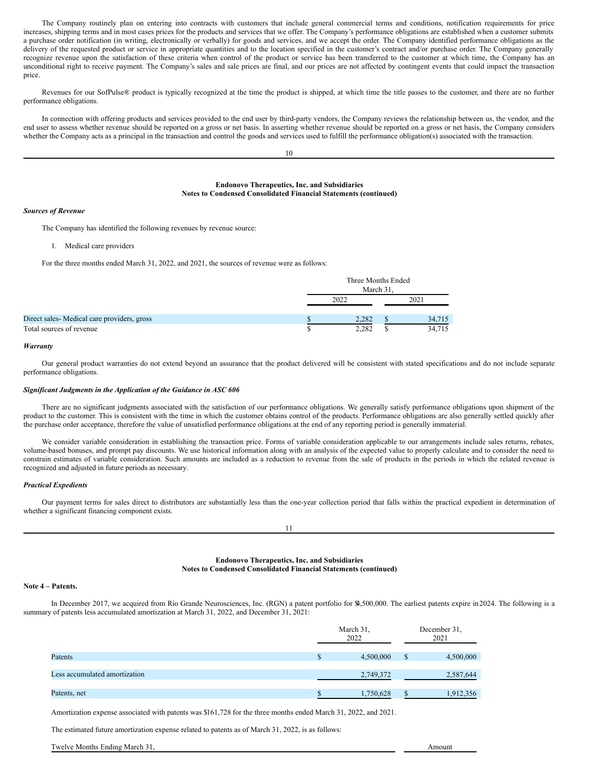The Company routinely plan on entering into contracts with customers that include general commercial terms and conditions, notification requirements for price increases, shipping terms and in most cases prices for the products and services that we offer. The Company's performance obligations are established when a customer submits a purchase order notification (in writing, electronically or verbally) for goods and services, and we accept the order. The Company identified performance obligations as the delivery of the requested product or service in appropriate quantities and to the location specified in the customer's contract and/or purchase order. The Company generally recognize revenue upon the satisfaction of these criteria when control of the product or service has been transferred to the customer at which time, the Company has an unconditional right to receive payment. The Company's sales and sale prices are final, and our prices are not affected by contingent events that could impact the transaction price.

Revenues for our SofPulse® product is typically recognized at the time the product is shipped, at which time the title passes to the customer, and there are no further performance obligations.

In connection with offering products and services provided to the end user by third-party vendors, the Company reviews the relationship between us, the vendor, and the end user to assess whether revenue should be reported on a gross or net basis. In asserting whether revenue should be reported on a gross or net basis, the Company considers whether the Company acts as a principal in the transaction and control the goods and services used to fulfill the performance obligation(s) associated with the transaction.

***Sources of Revenue***

The Company has identified the following revenues by revenue source:

1. Medical care providers

For the three months ended March 31, 2022, and 2021, the sources of revenue were as follows:

| | Three Months Ended March 31, 2022 | Three Months Ended March 31, 2021 |
|---|---|---|
| Direct sales- Medical care providers, gross | $ 2,282 | $ 34,715 |
| Total sources of revenue | $ 2,282 | $ 34,715 |

***Warranty***

Our general product warranties do not extend beyond an assurance that the product delivered will be consistent with stated specifications and do not include separate performance obligations.

***Significant Judgments in the Application of the Guidance in ASC 606***

There are no significant judgments associated with the satisfaction of our performance obligations. We generally satisfy performance obligations upon shipment of the product to the customer. This is consistent with the time in which the customer obtains control of the products. Performance obligations are also generally settled quickly after the purchase order acceptance, therefore the value of unsatisfied performance obligations at the end of any reporting period is generally immaterial.

We consider variable consideration in establishing the transaction price. Forms of variable consideration applicable to our arrangements include sales returns, rebates, volume-based bonuses, and prompt pay discounts. We use historical information along with an analysis of the expected value to properly calculate and to consider the need to constrain estimates of variable consideration. Such amounts are included as a reduction to revenue from the sale of products in the periods in which the related revenue is recognized and adjusted in future periods as necessary.

***Practical Expedients***

Our payment terms for sales direct to distributors are substantially less than the one-year collection period that falls within the practical expedient in determination of whether a significant financing component exists.

**Note 4 – Patents.**

In December 2017, we acquired from Rio Grande Neurosciences, Inc. (RGN) a patent portfolio for $4,500,000. The earliest patents expire in 2024. The following is a summary of patents less accumulated amortization at March 31, 2022, and December 31, 2021:

| | March 31, 2022 | December 31, 2021 |
|---|---|---|
| Patents | $ 4,500,000 | $ 4,500,000 |
| Less accumulated amortization | 2,749,372 | 2,587,644 |
| Patents, net | $ 1,750,628 | $ 1,912,356 |

Amortization expense associated with patents was $161,728 for the three months ended March 31, 2022, and 2021.

The estimated future amortization expense related to patents as of March 31, 2022, is as follows:

| Twelve Months Ending March 31, | Amount |
|---|---|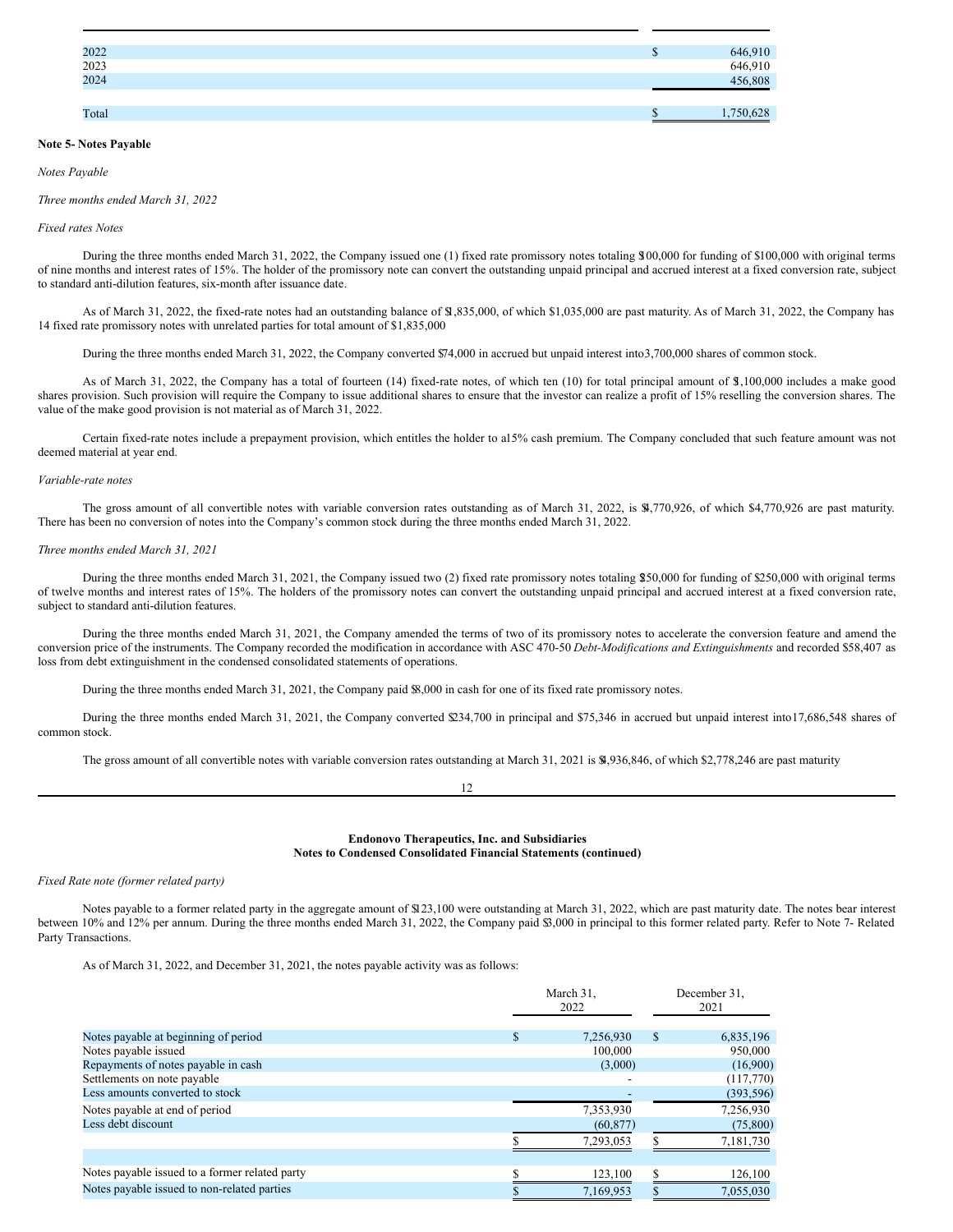| | |
|---|---|
| 2022 | $ 646,910 |
| 2023 | 646,910 |
| 2024 | 456,808 |
| Total | $ 1,750,628 |

**Note 5- Notes Payable**

*Notes Payable*

*Three months ended March 31, 2022*

*Fixed rates Notes*

During the three months ended March 31, 2022, the Company issued one (1) fixed rate promissory notes totaling $100,000 for funding of $100,000 with original terms of nine months and interest rates of 15%. The holder of the promissory note can convert the outstanding unpaid principal and accrued interest at a fixed conversion rate, subject to standard anti-dilution features, six-month after issuance date.

As of March 31, 2022, the fixed-rate notes had an outstanding balance of $1,835,000, of which $1,035,000 are past maturity. As of March 31, 2022, the Company has 14 fixed rate promissory notes with unrelated parties for total amount of $1,835,000

During the three months ended March 31, 2022, the Company converted $74,000 in accrued but unpaid interest into 3,700,000 shares of common stock.

As of March 31, 2022, the Company has a total of fourteen (14) fixed-rate notes, of which ten (10) for total principal amount of $1,100,000 includes a make good shares provision. Such provision will require the Company to issue additional shares to ensure that the investor can realize a profit of 15% reselling the conversion shares. The value of the make good provision is not material as of March 31, 2022.

Certain fixed-rate notes include a prepayment provision, which entitles the holder to a 15% cash premium. The Company concluded that such feature amount was not deemed material at year end.

*Variable-rate notes*

The gross amount of all convertible notes with variable conversion rates outstanding as of March 31, 2022, is $4,770,926, of which $4,770,926 are past maturity. There has been no conversion of notes into the Company's common stock during the three months ended March 31, 2022.

*Three months ended March 31, 2021*

During the three months ended March 31, 2021, the Company issued two (2) fixed rate promissory notes totaling $250,000 for funding of $250,000 with original terms of twelve months and interest rates of 15%. The holders of the promissory notes can convert the outstanding unpaid principal and accrued interest at a fixed conversion rate, subject to standard anti-dilution features.

During the three months ended March 31, 2021, the Company amended the terms of two of its promissory notes to accelerate the conversion feature and amend the conversion price of the instruments. The Company recorded the modification in accordance with ASC 470-50 *Debt-Modifications and Extinguishments* and recorded $58,407 as loss from debt extinguishment in the condensed consolidated statements of operations.

During the three months ended March 31, 2021, the Company paid $8,000 in cash for one of its fixed rate promissory notes.

During the three months ended March 31, 2021, the Company converted $234,700 in principal and $75,346 in accrued but unpaid interest into 17,686,548 shares of common stock.

The gross amount of all convertible notes with variable conversion rates outstanding at March 31, 2021 is $4,936,846, of which $2,778,246 are past maturity

*Fixed Rate note (former related party)*

Notes payable to a former related party in the aggregate amount of $123,100 were outstanding at March 31, 2022, which are past maturity date. The notes bear interest between 10% and 12% per annum. During the three months ended March 31, 2022, the Company paid $3,000 in principal to this former related party. Refer to Note 7- Related Party Transactions.

As of March 31, 2022, and December 31, 2021, the notes payable activity was as follows:

| | March 31, 2022 | December 31, 2021 |
|---|---|---|
| Notes payable at beginning of period | $ 7,256,930 | $ 6,835,196 |
| Notes payable issued | 100,000 | 950,000 |
| Repayments of notes payable in cash | (3,000) | (16,900) |
| Settlements on note payable | - | (117,770) |
| Less amounts converted to stock | - | (393,596) |
| Notes payable at end of period | 7,353,930 | 7,256,930 |
| Less debt discount | (60,877) | (75,800) |
| | $ 7,293,053 | $ 7,181,730 |
| | | |
| Notes payable issued to a former related party | $ 123,100 | $ 126,100 |
| Notes payable issued to non-related parties | $ 7,169,953 | $ 7,055,030 |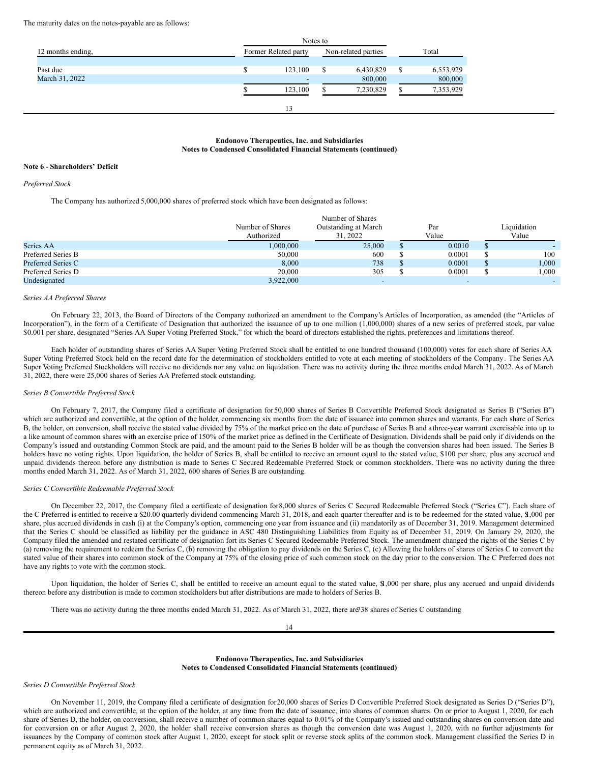The maturity dates on the notes-payable are as follows:

| 12 months ending, | Notes to Former Related party | Notes to Non-related parties | Total |
|---|---|---|---|
| Past due | $ 123,100 | $ 6,430,829 | $ 6,553,929 |
| March 31, 2022 | - | 800,000 | 800,000 |
| | $ 123,100 | $ 7,230,829 | $ 7,353,929 |

**Endonovo Therapeutics, Inc. and Subsidiaries**
**Notes to Condensed Consolidated Financial Statements (continued)**

**Note 6 - Shareholders' Deficit**

*Preferred Stock*

The Company has authorized 5,000,000 shares of preferred stock which have been designated as follows:

| | Number of Shares Authorized | Number of Shares Outstanding at March 31, 2022 | Par Value | Liquidation Value |
|---|---|---|---|---|
| Series AA | 1,000,000 | 25,000 | $ 0.0010 | $ - |
| Preferred Series B | 50,000 | 600 | $ 0.0001 | $ 100 |
| Preferred Series C | 8,000 | 738 | $ 0.0001 | $ 1,000 |
| Preferred Series D | 20,000 | 305 | $ 0.0001 | $ 1,000 |
| Undesignated | 3,922,000 | - | - | - |

*Series AA Preferred Shares*

On February 22, 2013, the Board of Directors of the Company authorized an amendment to the Company's Articles of Incorporation, as amended (the "Articles of Incorporation"), in the form of a Certificate of Designation that authorized the issuance of up to one million (1,000,000) shares of a new series of preferred stock, par value $0.001 per share, designated "Series AA Super Voting Preferred Stock," for which the board of directors established the rights, preferences and limitations thereof.

Each holder of outstanding shares of Series AA Super Voting Preferred Stock shall be entitled to one hundred thousand (100,000) votes for each share of Series AA Super Voting Preferred Stock held on the record date for the determination of stockholders entitled to vote at each meeting of stockholders of the Company. The Series AA Super Voting Preferred Stockholders will receive no dividends nor any value on liquidation. There was no activity during the three months ended March 31, 2022. As of March 31, 2022, there were 25,000 shares of Series AA Preferred stock outstanding.

*Series B Convertible Preferred Stock*

On February 7, 2017, the Company filed a certificate of designation for 50,000 shares of Series B Convertible Preferred Stock designated as Series B ("Series B") which are authorized and convertible, at the option of the holder, commencing six months from the date of issuance into common shares and warrants. For each share of Series B, the holder, on conversion, shall receive the stated value divided by 75% of the market price on the date of purchase of Series B and a three-year warrant exercisable into up to a like amount of common shares with an exercise price of 150% of the market price as defined in the Certificate of Designation. Dividends shall be paid only if dividends on the Company's issued and outstanding Common Stock are paid, and the amount paid to the Series B holder will be as though the conversion shares had been issued. The Series B holders have no voting rights. Upon liquidation, the holder of Series B, shall be entitled to receive an amount equal to the stated value, $100 per share, plus any accrued and unpaid dividends thereon before any distribution is made to Series C Secured Redeemable Preferred Stock or common stockholders. There was no activity during the three months ended March 31, 2022. As of March 31, 2022, 600 shares of Series B are outstanding.

*Series C Convertible Redeemable Preferred Stock*

On December 22, 2017, the Company filed a certificate of designation for 8,000 shares of Series C Secured Redeemable Preferred Stock ("Series C"). Each share of the C Preferred is entitled to receive a $20.00 quarterly dividend commencing March 31, 2018, and each quarter thereafter and is to be redeemed for the stated value, $1,000 per share, plus accrued dividends in cash (i) at the Company's option, commencing one year from issuance and (ii) mandatorily as of December 31, 2019. Management determined that the Series C should be classified as liability per the guidance in ASC 480 Distinguishing Liabilities from Equity as of December 31, 2019. On January 29, 2020, the Company filed the amended and restated certificate of designation fort its Series C Secured Redeemable Preferred Stock. The amendment changed the rights of the Series C by (a) removing the requirement to redeem the Series C, (b) removing the obligation to pay dividends on the Series C, (c) Allowing the holders of shares of Series C to convert the stated value of their shares into common stock of the Company at 75% of the closing price of such common stock on the day prior to the conversion. The C Preferred does not have any rights to vote with the common stock.

Upon liquidation, the holder of Series C, shall be entitled to receive an amount equal to the stated value, $1,000 per share, plus any accrued and unpaid dividends thereon before any distribution is made to common stockholders but after distributions are made to holders of Series B.

There was no activity during the three months ended March 31, 2022. As of March 31, 2022, there are 738 shares of Series C outstanding

**Endonovo Therapeutics, Inc. and Subsidiaries**
**Notes to Condensed Consolidated Financial Statements (continued)**

*Series D Convertible Preferred Stock*

On November 11, 2019, the Company filed a certificate of designation for 20,000 shares of Series D Convertible Preferred Stock designated as Series D ("Series D"), which are authorized and convertible, at the option of the holder, at any time from the date of issuance, into shares of common shares. On or prior to August 1, 2020, for each share of Series D, the holder, on conversion, shall receive a number of common shares equal to 0.01% of the Company's issued and outstanding shares on conversion date and for conversion on or after August 2, 2020, the holder shall receive conversion shares as though the conversion date was August 1, 2020, with no further adjustments for issuances by the Company of common stock after August 1, 2020, except for stock split or reverse stock splits of the common stock. Management classified the Series D in permanent equity as of March 31, 2022.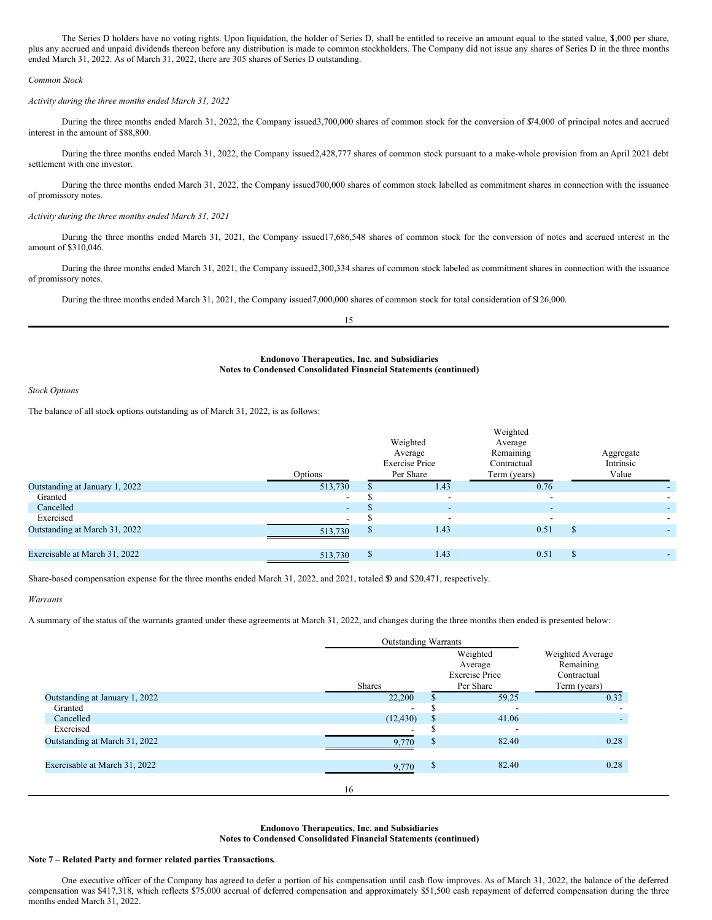The Series D holders have no voting rights. Upon liquidation, the holder of Series D, shall be entitled to receive an amount equal to the stated value, $1,000 per share, plus any accrued and unpaid dividends thereon before any distribution is made to common stockholders. The Company did not issue any shares of Series D in the three months ended March 31, 2022. As of March 31, 2022, there are 305 shares of Series D outstanding.

*Common Stock*

*Activity during the three months ended March 31, 2022*

During the three months ended March 31, 2022, the Company issued 3,700,000 shares of common stock for the conversion of $74,000 of principal notes and accrued interest in the amount of $88,800.

During the three months ended March 31, 2022, the Company issued 2,428,777 shares of common stock pursuant to a make-whole provision from an April 2021 debt settlement with one investor.

During the three months ended March 31, 2022, the Company issued 700,000 shares of common stock labelled as commitment shares in connection with the issuance of promissory notes.

*Activity during the three months ended March 31, 2021*

During the three months ended March 31, 2021, the Company issued 17,686,548 shares of common stock for the conversion of notes and accrued interest in the amount of $310,046.

During the three months ended March 31, 2021, the Company issued 2,300,334 shares of common stock labeled as commitment shares in connection with the issuance of promissory notes.

During the three months ended March 31, 2021, the Company issued 7,000,000 shares of common stock for total consideration of $126,000.

**Endonovo Therapeutics, Inc. and Subsidiaries**
**Notes to Condensed Consolidated Financial Statements (continued)**

*Stock Options*

The balance of all stock options outstanding as of March 31, 2022, is as follows:

| | Options | Weighted Average Exercise Price Per Share | Weighted Average Remaining Contractual Term (years) | Aggregate Intrinsic Value |
|---|---|---|---|---|
| Outstanding at January 1, 2022 | 513,730 | $ 1.43 | 0.76 | - |
| Granted | - | $ - | - | - |
| Cancelled | - | $ - | - | - |
| Exercised | - | $ - | - | - |
| Outstanding at March 31, 2022 | 513,730 | $ 1.43 | 0.51 | $ - |
| Exercisable at March 31, 2022 | 513,730 | $ 1.43 | 0.51 | $ - |

Share-based compensation expense for the three months ended March 31, 2022, and 2021, totaled $0 and $20,471, respectively.

*Warrants*

A summary of the status of the warrants granted under these agreements at March 31, 2022, and changes during the three months then ended is presented below:

| | Outstanding Warrants | | |
|---|---|---|---|
| | Shares | Weighted Average Exercise Price Per Share | Weighted Average Remaining Contractual Term (years) |
| Outstanding at January 1, 2022 | 22,200 | $ 59.25 | 0.32 |
| Granted | - | $ - | - |
| Cancelled | (12,430) | $ 41.06 | - |
| Exercised | - | $ - | |
| Outstanding at March 31, 2022 | 9,770 | $ 82.40 | 0.28 |
| Exercisable at March 31, 2022 | 9,770 | $ 82.40 | 0.28 |

**Endonovo Therapeutics, Inc. and Subsidiaries**
**Notes to Condensed Consolidated Financial Statements (continued)**

**Note 7 – Related Party and former related parties Transactions.**

One executive officer of the Company has agreed to defer a portion of his compensation until cash flow improves. As of March 31, 2022, the balance of the deferred compensation was $417,318, which reflects $75,000 accrual of deferred compensation and approximately $51,500 cash repayment of deferred compensation during the three months ended March 31, 2022.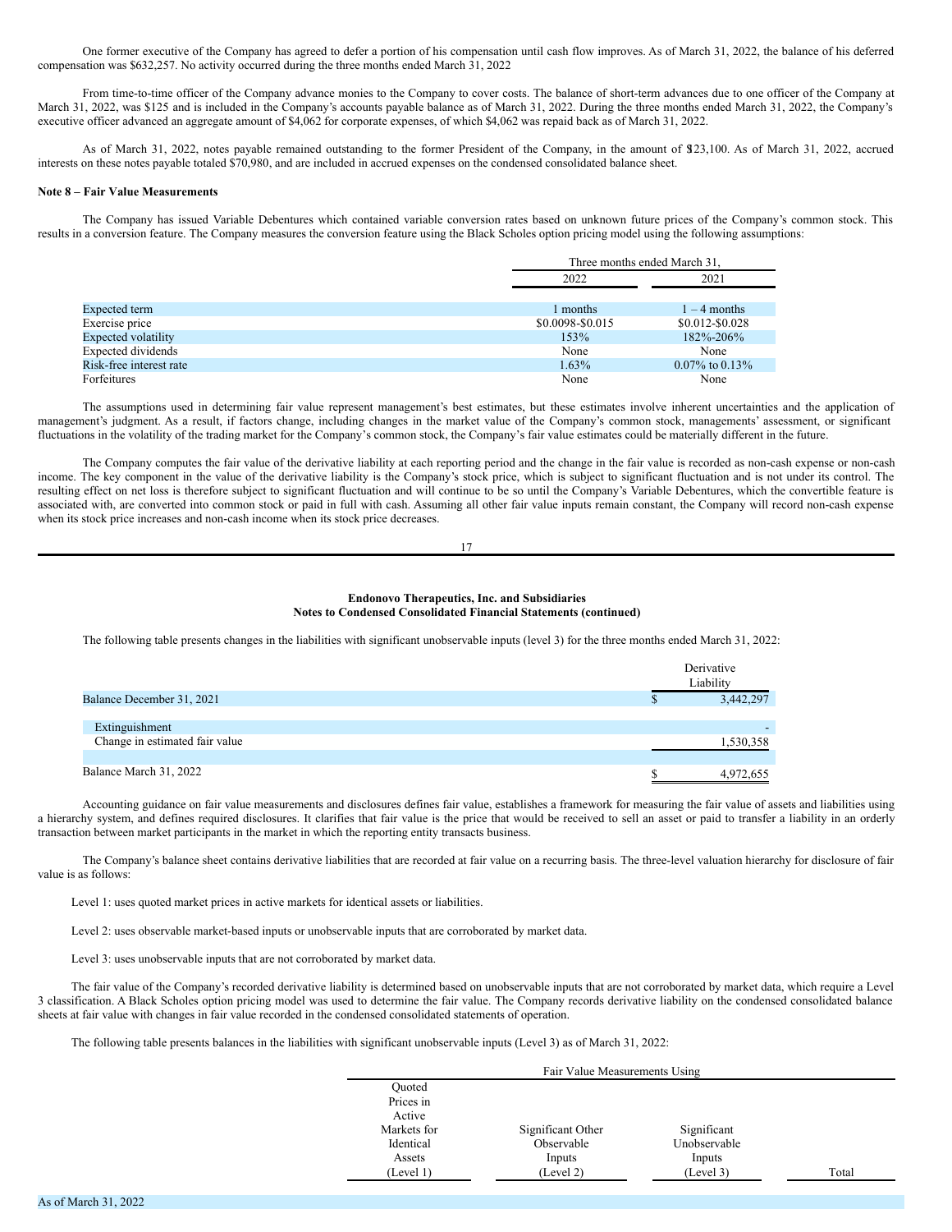One former executive of the Company has agreed to defer a portion of his compensation until cash flow improves. As of March 31, 2022, the balance of his deferred compensation was $632,257. No activity occurred during the three months ended March 31, 2022

From time-to-time officer of the Company advance monies to the Company to cover costs. The balance of short-term advances due to one officer of the Company at March 31, 2022, was $125 and is included in the Company's accounts payable balance as of March 31, 2022. During the three months ended March 31, 2022, the Company's executive officer advanced an aggregate amount of $4,062 for corporate expenses, of which $4,062 was repaid back as of March 31, 2022.

As of March 31, 2022, notes payable remained outstanding to the former President of the Company, in the amount of $123,100. As of March 31, 2022, accrued interests on these notes payable totaled $70,980, and are included in accrued expenses on the condensed consolidated balance sheet.

**Note 8 – Fair Value Measurements**

The Company has issued Variable Debentures which contained variable conversion rates based on unknown future prices of the Company's common stock. This results in a conversion feature. The Company measures the conversion feature using the Black Scholes option pricing model using the following assumptions:

| | Three months ended March 31, | |
|---|---|---|
| | 2022 | 2021 |
| Expected term | 1 months | 1 – 4 months |
| Exercise price | $0.0098-$0.015 | $0.012-$0.028 |
| Expected volatility | 153% | 182%-206% |
| Expected dividends | None | None |
| Risk-free interest rate | 1.63% | 0.07% to 0.13% |
| Forfeitures | None | None |

The assumptions used in determining fair value represent management's best estimates, but these estimates involve inherent uncertainties and the application of management's judgment. As a result, if factors change, including changes in the market value of the Company's common stock, managements' assessment, or significant fluctuations in the volatility of the trading market for the Company's common stock, the Company's fair value estimates could be materially different in the future.

The Company computes the fair value of the derivative liability at each reporting period and the change in the fair value is recorded as non-cash expense or non-cash income. The key component in the value of the derivative liability is the Company's stock price, which is subject to significant fluctuation and is not under its control. The resulting effect on net loss is therefore subject to significant fluctuation and will continue to be so until the Company's Variable Debentures, which the convertible feature is associated with, are converted into common stock or paid in full with cash. Assuming all other fair value inputs remain constant, the Company will record non-cash expense when its stock price increases and non-cash income when its stock price decreases.

**Endonovo Therapeutics, Inc. and Subsidiaries**
**Notes to Condensed Consolidated Financial Statements (continued)**

The following table presents changes in the liabilities with significant unobservable inputs (level 3) for the three months ended March 31, 2022:

| | Derivative Liability |
|---|---|
| Balance December 31, 2021 | $ 3,442,297 |
| Extinguishment | - |
| Change in estimated fair value | 1,530,358 |
| Balance March 31, 2022 | $ 4,972,655 |

Accounting guidance on fair value measurements and disclosures defines fair value, establishes a framework for measuring the fair value of assets and liabilities using a hierarchy system, and defines required disclosures. It clarifies that fair value is the price that would be received to sell an asset or paid to transfer a liability in an orderly transaction between market participants in the market in which the reporting entity transacts business.

The Company's balance sheet contains derivative liabilities that are recorded at fair value on a recurring basis. The three-level valuation hierarchy for disclosure of fair value is as follows:

Level 1: uses quoted market prices in active markets for identical assets or liabilities.

Level 2: uses observable market-based inputs or unobservable inputs that are corroborated by market data.

Level 3: uses unobservable inputs that are not corroborated by market data.

The fair value of the Company's recorded derivative liability is determined based on unobservable inputs that are not corroborated by market data, which require a Level 3 classification. A Black Scholes option pricing model was used to determine the fair value. The Company records derivative liability on the condensed consolidated balance sheets at fair value with changes in fair value recorded in the condensed consolidated statements of operation.

The following table presents balances in the liabilities with significant unobservable inputs (Level 3) as of March 31, 2022:

| | Fair Value Measurements Using | | | |
|---|---|---|---|---|
| | Quoted Prices in Active Markets for Identical Assets (Level 1) | Significant Other Observable Inputs (Level 2) | Significant Unobservable Inputs (Level 3) | Total |
| As of March 31, 2022 | | | | |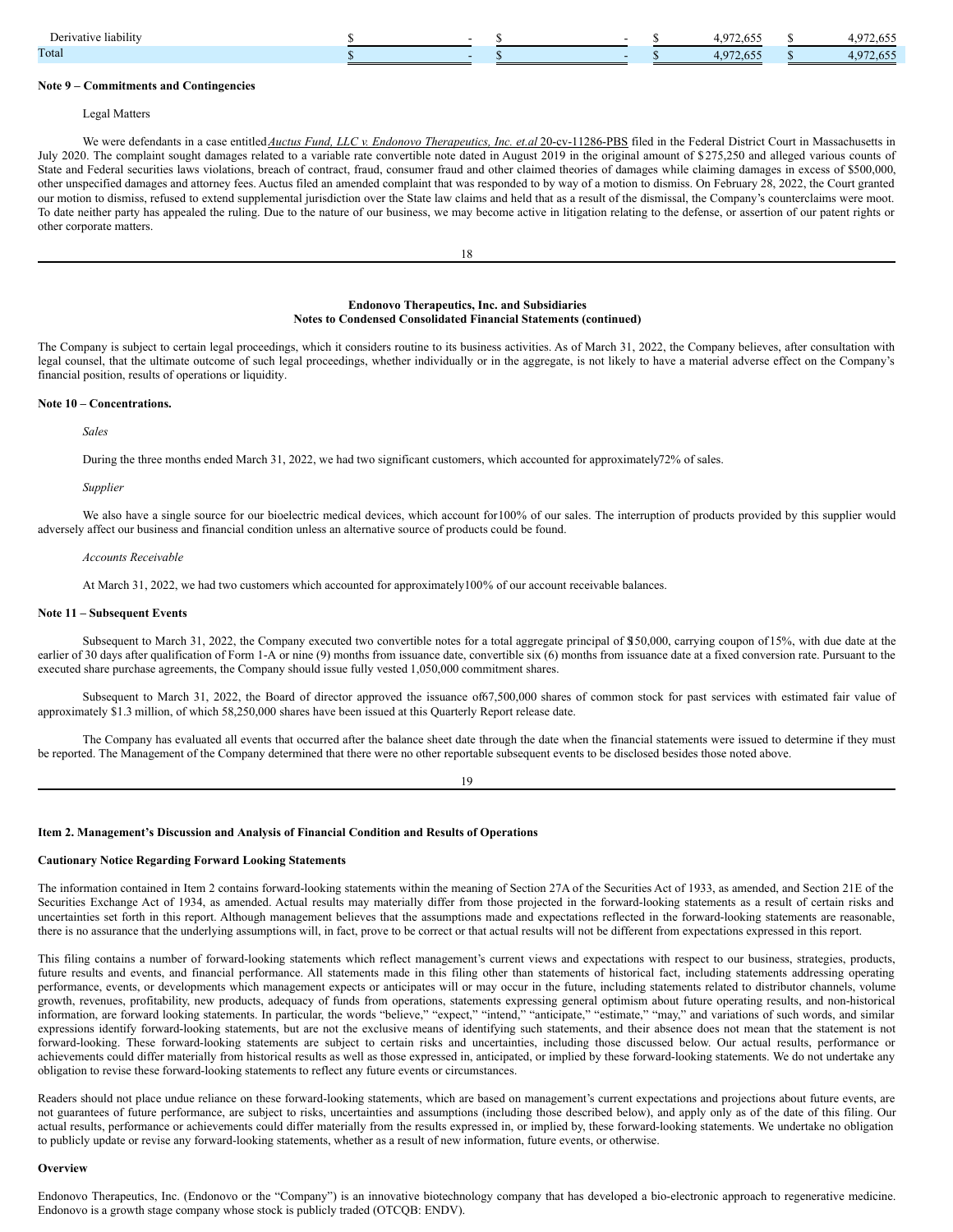| | | | | |
|---|---|---|---|---|
| Derivative liability | $ - | $ - | $ 4,972,655 | $ 4,972,655 |
| Total | $ - | $ - | $ 4,972,655 | $ 4,972,655 |

**Note 9 – Commitments and Contingencies**

Legal Matters

We were defendants in a case entitled *Auctus Fund, LLC v. Endonovo Therapeutics, Inc. et.al* 20-cv-11286-PBS filed in the Federal District Court in Massachusetts in July 2020. The complaint sought damages related to a variable rate convertible note dated in August 2019 in the original amount of $275,250 and alleged various counts of State and Federal securities laws violations, breach of contract, fraud, consumer fraud and other claimed theories of damages while claiming damages in excess of $500,000, other unspecified damages and attorney fees. Auctus filed an amended complaint that was responded to by way of a motion to dismiss. On February 28, 2022, the Court granted our motion to dismiss, refused to extend supplemental jurisdiction over the State law claims and held that as a result of the dismissal, the Company's counterclaims were moot. To date neither party has appealed the ruling. Due to the nature of our business, we may become active in litigation relating to the defense, or assertion of our patent rights or other corporate matters.

**Endonovo Therapeutics, Inc. and Subsidiaries**
**Notes to Condensed Consolidated Financial Statements (continued)**

The Company is subject to certain legal proceedings, which it considers routine to its business activities. As of March 31, 2022, the Company believes, after consultation with legal counsel, that the ultimate outcome of such legal proceedings, whether individually or in the aggregate, is not likely to have a material adverse effect on the Company's financial position, results of operations or liquidity.

**Note 10 – Concentrations.**

*Sales*

During the three months ended March 31, 2022, we had two significant customers, which accounted for approximately 72% of sales.

*Supplier*

We also have a single source for our bioelectric medical devices, which account for 100% of our sales. The interruption of products provided by this supplier would adversely affect our business and financial condition unless an alternative source of products could be found.

*Accounts Receivable*

At March 31, 2022, we had two customers which accounted for approximately 100% of our account receivable balances.

**Note 11 – Subsequent Events**

Subsequent to March 31, 2022, the Company executed two convertible notes for a total aggregate principal of $150,000, carrying coupon of 15%, with due date at the earlier of 30 days after qualification of Form 1-A or nine (9) months from issuance date, convertible six (6) months from issuance date at a fixed conversion rate. Pursuant to the executed share purchase agreements, the Company should issue fully vested 1,050,000 commitment shares.

Subsequent to March 31, 2022, the Board of director approved the issuance of 67,500,000 shares of common stock for past services with estimated fair value of approximately $1.3 million, of which 58,250,000 shares have been issued at this Quarterly Report release date.

The Company has evaluated all events that occurred after the balance sheet date through the date when the financial statements were issued to determine if they must be reported. The Management of the Company determined that there were no other reportable subsequent events to be disclosed besides those noted above.

**Item 2. Management's Discussion and Analysis of Financial Condition and Results of Operations**

**Cautionary Notice Regarding Forward Looking Statements**

The information contained in Item 2 contains forward-looking statements within the meaning of Section 27A of the Securities Act of 1933, as amended, and Section 21E of the Securities Exchange Act of 1934, as amended. Actual results may materially differ from those projected in the forward-looking statements as a result of certain risks and uncertainties set forth in this report. Although management believes that the assumptions made and expectations reflected in the forward-looking statements are reasonable, there is no assurance that the underlying assumptions will, in fact, prove to be correct or that actual results will not be different from expectations expressed in this report.

This filing contains a number of forward-looking statements which reflect management's current views and expectations with respect to our business, strategies, products, future results and events, and financial performance. All statements made in this filing other than statements of historical fact, including statements addressing operating performance, events, or developments which management expects or anticipates will or may occur in the future, including statements related to distributor channels, volume growth, revenues, profitability, new products, adequacy of funds from operations, statements expressing general optimism about future operating results, and non-historical information, are forward looking statements. In particular, the words "believe," "expect," "intend," "anticipate," "estimate," "may," and variations of such words, and similar expressions identify forward-looking statements, but are not the exclusive means of identifying such statements, and their absence does not mean that the statement is not forward-looking. These forward-looking statements are subject to certain risks and uncertainties, including those discussed below. Our actual results, performance or achievements could differ materially from historical results as well as those expressed in, anticipated, or implied by these forward-looking statements. We do not undertake any obligation to revise these forward-looking statements to reflect any future events or circumstances.

Readers should not place undue reliance on these forward-looking statements, which are based on management's current expectations and projections about future events, are not guarantees of future performance, are subject to risks, uncertainties and assumptions (including those described below), and apply only as of the date of this filing. Our actual results, performance or achievements could differ materially from the results expressed in, or implied by, these forward-looking statements. We undertake no obligation to publicly update or revise any forward-looking statements, whether as a result of new information, future events, or otherwise.

**Overview**

Endonovo Therapeutics, Inc. (Endonovo or the "Company") is an innovative biotechnology company that has developed a bio-electronic approach to regenerative medicine. Endonovo is a growth stage company whose stock is publicly traded (OTCQB: ENDV).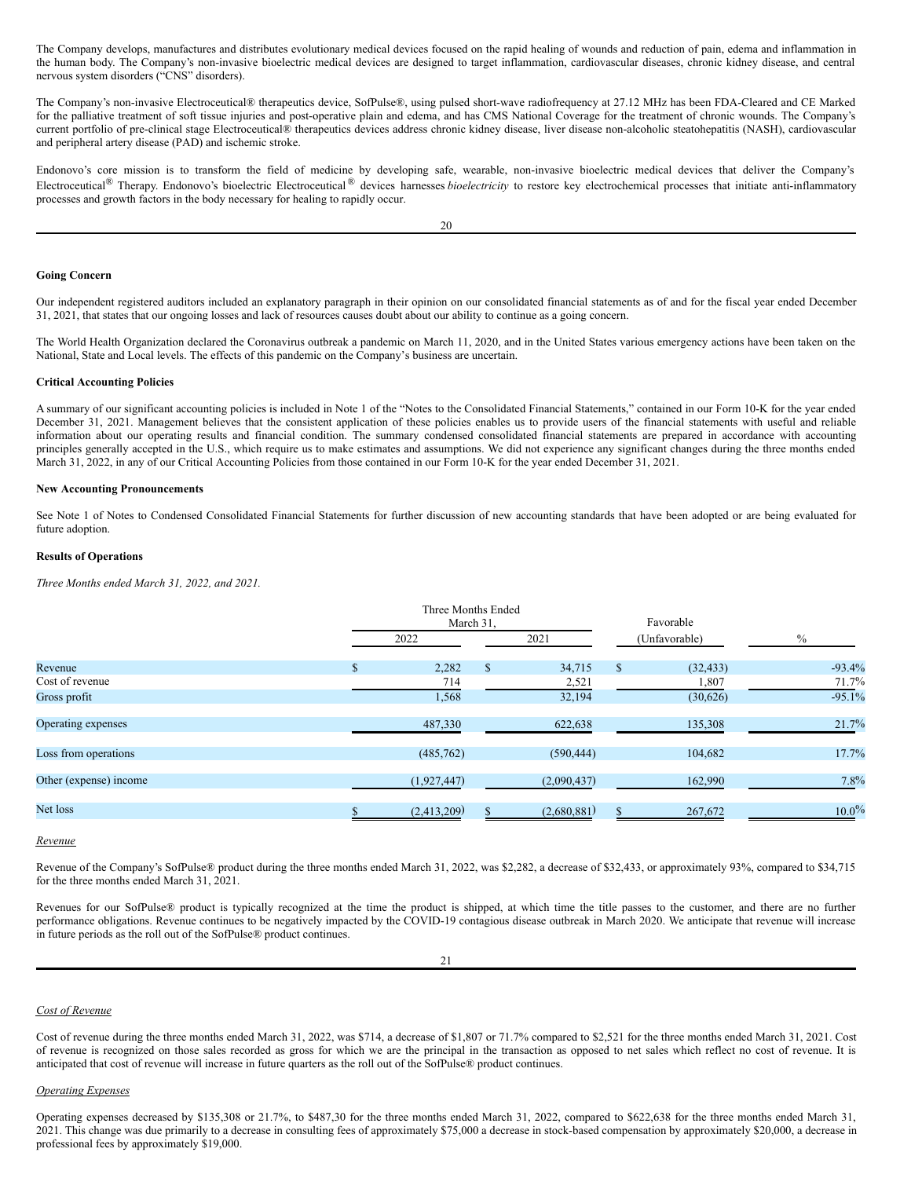The Company develops, manufactures and distributes evolutionary medical devices focused on the rapid healing of wounds and reduction of pain, edema and inflammation in the human body. The Company's non-invasive bioelectric medical devices are designed to target inflammation, cardiovascular diseases, chronic kidney disease, and central nervous system disorders ("CNS" disorders).

The Company's non-invasive Electroceutical® therapeutics device, SofPulse®, using pulsed short-wave radiofrequency at 27.12 MHz has been FDA-Cleared and CE Marked for the palliative treatment of soft tissue injuries and post-operative plain and edema, and has CMS National Coverage for the treatment of chronic wounds. The Company's current portfolio of pre-clinical stage Electroceutical® therapeutics devices address chronic kidney disease, liver disease non-alcoholic steatohepatitis (NASH), cardiovascular and peripheral artery disease (PAD) and ischemic stroke.

Endonovo's core mission is to transform the field of medicine by developing safe, wearable, non-invasive bioelectric medical devices that deliver the Company's Electroceutical® Therapy. Endonovo's bioelectric Electroceutical® devices harnesses *bioelectricity* to restore key electrochemical processes that initiate anti-inflammatory processes and growth factors in the body necessary for healing to rapidly occur.

**Going Concern**

Our independent registered auditors included an explanatory paragraph in their opinion on our consolidated financial statements as of and for the fiscal year ended December 31, 2021, that states that our ongoing losses and lack of resources causes doubt about our ability to continue as a going concern.

The World Health Organization declared the Coronavirus outbreak a pandemic on March 11, 2020, and in the United States various emergency actions have been taken on the National, State and Local levels. The effects of this pandemic on the Company's business are uncertain.

**Critical Accounting Policies**

A summary of our significant accounting policies is included in Note 1 of the "Notes to the Consolidated Financial Statements," contained in our Form 10-K for the year ended December 31, 2021. Management believes that the consistent application of these policies enables us to provide users of the financial statements with useful and reliable information about our operating results and financial condition. The summary condensed consolidated financial statements are prepared in accordance with accounting principles generally accepted in the U.S., which require us to make estimates and assumptions. We did not experience any significant changes during the three months ended March 31, 2022, in any of our Critical Accounting Policies from those contained in our Form 10-K for the year ended December 31, 2021.

**New Accounting Pronouncements**

See Note 1 of Notes to Condensed Consolidated Financial Statements for further discussion of new accounting standards that have been adopted or are being evaluated for future adoption.

**Results of Operations**

*Three Months ended March 31, 2022, and 2021.*

| | Three Months Ended March 31, | | Favorable | |
|---|---|---|---|---|
| | 2022 | 2021 | (Unfavorable) | % |
| Revenue | $ 2,282 | $ 34,715 | $ (32,433) | -93.4% |
| Cost of revenue | 714 | 2,521 | 1,807 | 71.7% |
| Gross profit | 1,568 | 32,194 | (30,626) | -95.1% |
| Operating expenses | 487,330 | 622,638 | 135,308 | 21.7% |
| Loss from operations | (485,762) | (590,444) | 104,682 | 17.7% |
| Other (expense) income | (1,927,447) | (2,090,437) | 162,990 | 7.8% |
| Net loss | $ (2,413,209) | $ (2,680,881) | $ 267,672 | 10.0% |

*Revenue*

Revenue of the Company's SofPulse® product during the three months ended March 31, 2022, was $2,282, a decrease of $32,433, or approximately 93%, compared to $34,715 for the three months ended March 31, 2021.

Revenues for our SofPulse® product is typically recognized at the time the product is shipped, at which time the title passes to the customer, and there are no further performance obligations. Revenue continues to be negatively impacted by the COVID-19 contagious disease outbreak in March 2020. We anticipate that revenue will increase in future periods as the roll out of the SofPulse® product continues.

*Cost of Revenue*

Cost of revenue during the three months ended March 31, 2022, was $714, a decrease of $1,807 or 71.7% compared to $2,521 for the three months ended March 31, 2021. Cost of revenue is recognized on those sales recorded as gross for which we are the principal in the transaction as opposed to net sales which reflect no cost of revenue. It is anticipated that cost of revenue will increase in future quarters as the roll out of the SofPulse® product continues.

*Operating Expenses*

Operating expenses decreased by $135,308 or 21.7%, to $487,30 for the three months ended March 31, 2022, compared to $622,638 for the three months ended March 31, 2021. This change was due primarily to a decrease in consulting fees of approximately $75,000 a decrease in stock-based compensation by approximately $20,000, a decrease in professional fees by approximately $19,000.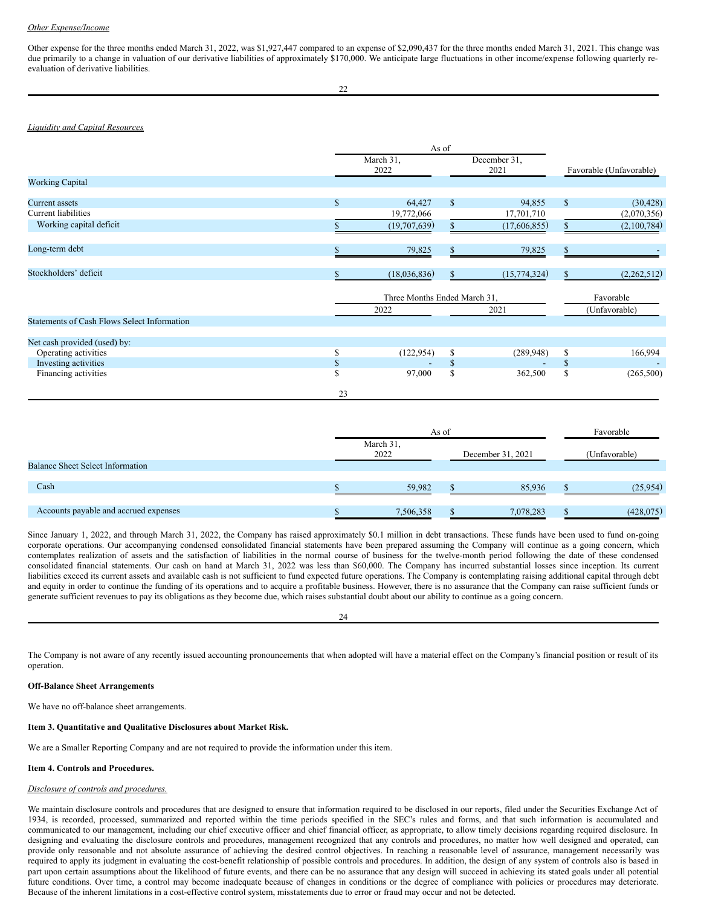*Other Expense/Income*

Other expense for the three months ended March 31, 2022, was $1,927,447 compared to an expense of $2,090,437 for the three months ended March 31, 2021. This change was due primarily to a change in valuation of our derivative liabilities of approximately $170,000. We anticipate large fluctuations in other income/expense following quarterly re-evaluation of derivative liabilities.

*Liquidity and Capital Resources*

| | As of | | |
|---|---|---|---|
| | March 31, 2022 | December 31, 2021 | Favorable (Unfavorable) |
| **Working Capital** | | | |
| Current assets | $ 64,427 | $ 94,855 | $ (30,428) |
| Current liabilities | 19,772,066 | 17,701,710 | (2,070,356) |
| Working capital deficit | $ (19,707,639) | $ (17,606,855) | $ (2,100,784) |
| Long-term debt | $ 79,825 | $ 79,825 | $ - |
| Stockholders' deficit | $ (18,036,836) | $ (15,774,324) | $ (2,262,512) |

| | Three Months Ended March 31, | | Favorable |
|---|---|---|---|
| | 2022 | 2021 | (Unfavorable) |
| **Statements of Cash Flows Select Information** | | | |
| Net cash provided (used) by: | | | |
| Operating activities | $ (122,954) | $ (289,948) | $ 166,994 |
| Investing activities | $ - | $ - | $ - |
| Financing activities | $ 97,000 | $ 362,500 | $ (265,500) |

| | As of | | Favorable |
|---|---|---|---|
| | March 31, 2022 | December 31, 2021 | (Unfavorable) |
| **Balance Sheet Select Information** | | | |
| Cash | $ 59,982 | $ 85,936 | $ (25,954) |
| Accounts payable and accrued expenses | $ 7,506,358 | $ 7,078,283 | $ (428,075) |

Since January 1, 2022, and through March 31, 2022, the Company has raised approximately $0.1 million in debt transactions. These funds have been used to fund on-going corporate operations. Our accompanying condensed consolidated financial statements have been prepared assuming the Company will continue as a going concern, which contemplates realization of assets and the satisfaction of liabilities in the normal course of business for the twelve-month period following the date of these condensed consolidated financial statements. Our cash on hand at March 31, 2022 was less than $60,000. The Company has incurred substantial losses since inception. Its current liabilities exceed its current assets and available cash is not sufficient to fund expected future operations. The Company is contemplating raising additional capital through debt and equity in order to continue the funding of its operations and to acquire a profitable business. However, there is no assurance that the Company can raise sufficient funds or generate sufficient revenues to pay its obligations as they become due, which raises substantial doubt about our ability to continue as a going concern.

The Company is not aware of any recently issued accounting pronouncements that when adopted will have a material effect on the Company's financial position or result of its operation.

**Off-Balance Sheet Arrangements**

We have no off-balance sheet arrangements.

**Item 3. Quantitative and Qualitative Disclosures about Market Risk.**

We are a Smaller Reporting Company and are not required to provide the information under this item.

**Item 4. Controls and Procedures.**

*Disclosure of controls and procedures.*

We maintain disclosure controls and procedures that are designed to ensure that information required to be disclosed in our reports, filed under the Securities Exchange Act of 1934, is recorded, processed, summarized and reported within the time periods specified in the SEC's rules and forms, and that such information is accumulated and communicated to our management, including our chief executive officer and chief financial officer, as appropriate, to allow timely decisions regarding required disclosure. In designing and evaluating the disclosure controls and procedures, management recognized that any controls and procedures, no matter how well designed and operated, can provide only reasonable and not absolute assurance of achieving the desired control objectives. In reaching a reasonable level of assurance, management necessarily was required to apply its judgment in evaluating the cost-benefit relationship of possible controls and procedures. In addition, the design of any system of controls also is based in part upon certain assumptions about the likelihood of future events, and there can be no assurance that any design will succeed in achieving its stated goals under all potential future conditions. Over time, a control may become inadequate because of changes in conditions or the degree of compliance with policies or procedures may deteriorate. Because of the inherent limitations in a cost-effective control system, misstatements due to error or fraud may occur and not be detected.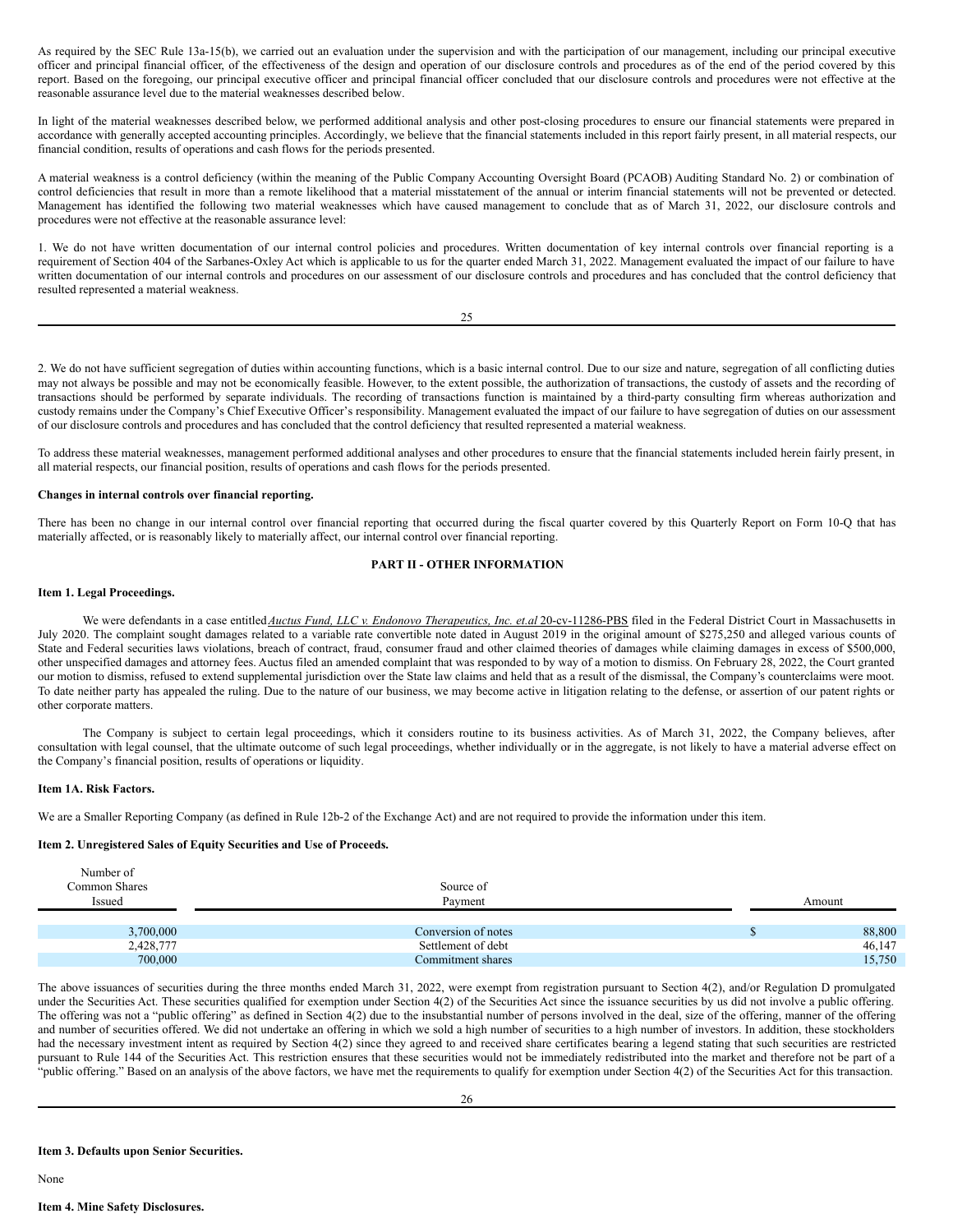As required by the SEC Rule 13a-15(b), we carried out an evaluation under the supervision and with the participation of our management, including our principal executive officer and principal financial officer, of the effectiveness of the design and operation of our disclosure controls and procedures as of the end of the period covered by this report. Based on the foregoing, our principal executive officer and principal financial officer concluded that our disclosure controls and procedures were not effective at the reasonable assurance level due to the material weaknesses described below.

In light of the material weaknesses described below, we performed additional analysis and other post-closing procedures to ensure our financial statements were prepared in accordance with generally accepted accounting principles. Accordingly, we believe that the financial statements included in this report fairly present, in all material respects, our financial condition, results of operations and cash flows for the periods presented.

A material weakness is a control deficiency (within the meaning of the Public Company Accounting Oversight Board (PCAOB) Auditing Standard No. 2) or combination of control deficiencies that result in more than a remote likelihood that a material misstatement of the annual or interim financial statements will not be prevented or detected. Management has identified the following two material weaknesses which have caused management to conclude that as of March 31, 2022, our disclosure controls and procedures were not effective at the reasonable assurance level:

1. We do not have written documentation of our internal control policies and procedures. Written documentation of key internal controls over financial reporting is a requirement of Section 404 of the Sarbanes-Oxley Act which is applicable to us for the quarter ended March 31, 2022. Management evaluated the impact of our failure to have written documentation of our internal controls and procedures on our assessment of our disclosure controls and procedures and has concluded that the control deficiency that resulted represented a material weakness.

2. We do not have sufficient segregation of duties within accounting functions, which is a basic internal control. Due to our size and nature, segregation of all conflicting duties may not always be possible and may not be economically feasible. However, to the extent possible, the authorization of transactions, the custody of assets and the recording of transactions should be performed by separate individuals. The recording of transactions function is maintained by a third-party consulting firm whereas authorization and custody remains under the Company's Chief Executive Officer's responsibility. Management evaluated the impact of our failure to have segregation of duties on our assessment of our disclosure controls and procedures and has concluded that the control deficiency that resulted represented a material weakness.

To address these material weaknesses, management performed additional analyses and other procedures to ensure that the financial statements included herein fairly present, in all material respects, our financial position, results of operations and cash flows for the periods presented.

**Changes in internal controls over financial reporting.**

There has been no change in our internal control over financial reporting that occurred during the fiscal quarter covered by this Quarterly Report on Form 10-Q that has materially affected, or is reasonably likely to materially affect, our internal control over financial reporting.

## PART II - OTHER INFORMATION

**Item 1. Legal Proceedings.**

We were defendants in a case entitled *Auctus Fund, LLC v. Endonovo Therapeutics, Inc. et.al* 20-cv-11286-PBS filed in the Federal District Court in Massachusetts in July 2020. The complaint sought damages related to a variable rate convertible note dated in August 2019 in the original amount of $275,250 and alleged various counts of State and Federal securities laws violations, breach of contract, fraud, consumer fraud and other claimed theories of damages while claiming damages in excess of $500,000, other unspecified damages and attorney fees. Auctus filed an amended complaint that was responded to by way of a motion to dismiss. On February 28, 2022, the Court granted our motion to dismiss, refused to extend supplemental jurisdiction over the State law claims and held that as a result of the dismissal, the Company's counterclaims were moot. To date neither party has appealed the ruling. Due to the nature of our business, we may become active in litigation relating to the defense, or assertion of our patent rights or other corporate matters.

The Company is subject to certain legal proceedings, which it considers routine to its business activities. As of March 31, 2022, the Company believes, after consultation with legal counsel, that the ultimate outcome of such legal proceedings, whether individually or in the aggregate, is not likely to have a material adverse effect on the Company's financial position, results of operations or liquidity.

**Item 1A. Risk Factors.**

We are a Smaller Reporting Company (as defined in Rule 12b-2 of the Exchange Act) and are not required to provide the information under this item.

**Item 2. Unregistered Sales of Equity Securities and Use of Proceeds.**

| Number of Common Shares Issued | Source of Payment | Amount |
|---|---|---|
| 3,700,000 | Conversion of notes | $ 88,800 |
| 2,428,777 | Settlement of debt | 46,147 |
| 700,000 | Commitment shares | 15,750 |

The above issuances of securities during the three months ended March 31, 2022, were exempt from registration pursuant to Section 4(2), and/or Regulation D promulgated under the Securities Act. These securities qualified for exemption under Section 4(2) of the Securities Act since the issuance securities by us did not involve a public offering. The offering was not a "public offering" as defined in Section 4(2) due to the insubstantial number of persons involved in the deal, size of the offering, manner of the offering and number of securities offered. We did not undertake an offering in which we sold a high number of securities to a high number of investors. In addition, these stockholders had the necessary investment intent as required by Section 4(2) since they agreed to and received share certificates bearing a legend stating that such securities are restricted pursuant to Rule 144 of the Securities Act. This restriction ensures that these securities would not be immediately redistributed into the market and therefore not be part of a "public offering." Based on an analysis of the above factors, we have met the requirements to qualify for exemption under Section 4(2) of the Securities Act for this transaction.

**Item 3. Defaults upon Senior Securities.**

None

**Item 4. Mine Safety Disclosures.**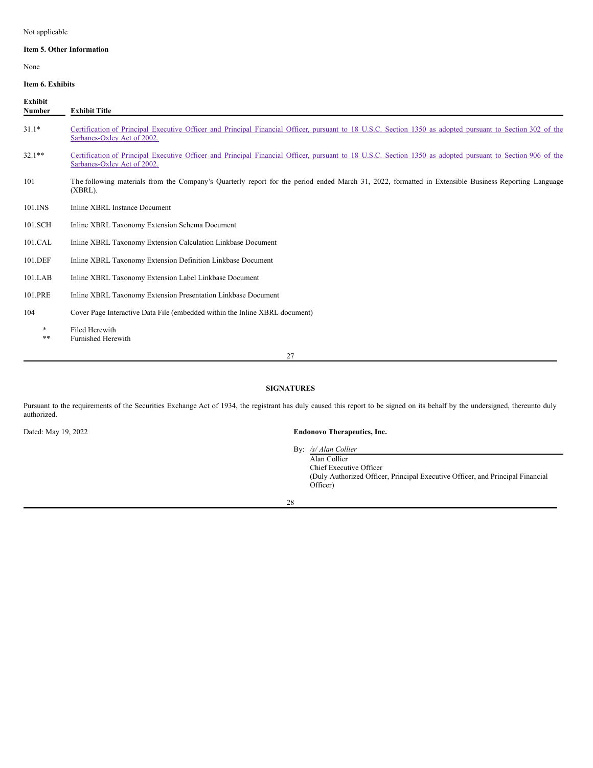Not applicable

**Item 5. Other Information**

None

**Item 6. Exhibits**

| Exhibit Number | Exhibit Title |
|---|---|
| 31.1* | Certification of Principal Executive Officer and Principal Financial Officer, pursuant to 18 U.S.C. Section 1350 as adopted pursuant to Section 302 of the Sarbanes-Oxley Act of 2002. |
| 32.1** | Certification of Principal Executive Officer and Principal Financial Officer, pursuant to 18 U.S.C. Section 1350 as adopted pursuant to Section 906 of the Sarbanes-Oxley Act of 2002. |
| 101 | The following materials from the Company's Quarterly report for the period ended March 31, 2022, formatted in Extensible Business Reporting Language (XBRL). |
| 101.INS | Inline XBRL Instance Document |
| 101.SCH | Inline XBRL Taxonomy Extension Schema Document |
| 101.CAL | Inline XBRL Taxonomy Extension Calculation Linkbase Document |
| 101.DEF | Inline XBRL Taxonomy Extension Definition Linkbase Document |
| 101.LAB | Inline XBRL Taxonomy Extension Label Linkbase Document |
| 101.PRE | Inline XBRL Taxonomy Extension Presentation Linkbase Document |
| 104 | Cover Page Interactive Data File (embedded within the Inline XBRL document) |

\* Filed Herewith
\*\* Furnished Herewith

**SIGNATURES**

Pursuant to the requirements of the Securities Exchange Act of 1934, the registrant has duly caused this report to be signed on its behalf by the undersigned, thereunto duly authorized.

Dated: May 19, 2022

**Endonovo Therapeutics, Inc.**

By: */s/ Alan Collier*
Alan Collier
Chief Executive Officer
(Duly Authorized Officer, Principal Executive Officer, and Principal Financial Officer)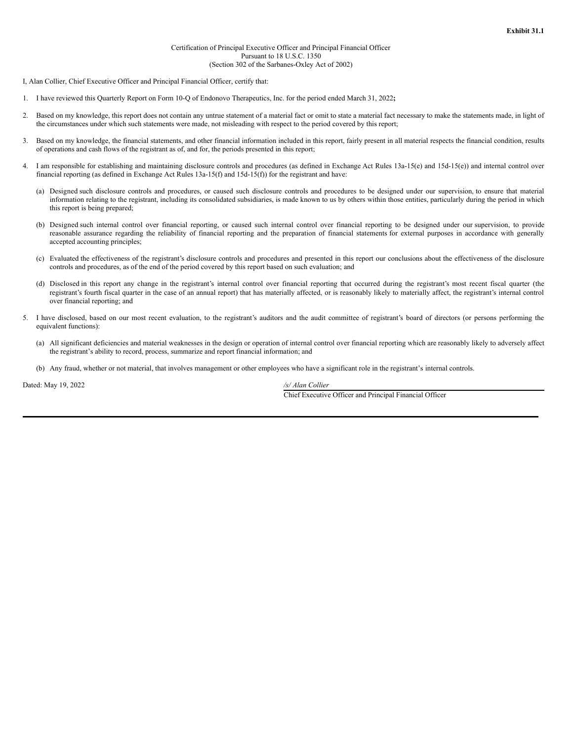**Exhibit 31.1**

Certification of Principal Executive Officer and Principal Financial Officer
Pursuant to 18 U.S.C. 1350
(Section 302 of the Sarbanes-Oxley Act of 2002)

I, Alan Collier, Chief Executive Officer and Principal Financial Officer, certify that:

1. I have reviewed this Quarterly Report on Form 10-Q of Endonovo Therapeutics, Inc. for the period ended March 31, 2022**;**

2. Based on my knowledge, this report does not contain any untrue statement of a material fact or omit to state a material fact necessary to make the statements made, in light of the circumstances under which such statements were made, not misleading with respect to the period covered by this report;

3. Based on my knowledge, the financial statements, and other financial information included in this report, fairly present in all material respects the financial condition, results of operations and cash flows of the registrant as of, and for, the periods presented in this report;

4. I am responsible for establishing and maintaining disclosure controls and procedures (as defined in Exchange Act Rules 13a-15(e) and 15d-15(e)) and internal control over financial reporting (as defined in Exchange Act Rules 13a-15(f) and 15d-15(f)) for the registrant and have:

   (a) Designed such disclosure controls and procedures, or caused such disclosure controls and procedures to be designed under our supervision, to ensure that material information relating to the registrant, including its consolidated subsidiaries, is made known to us by others within those entities, particularly during the period in which this report is being prepared;

   (b) Designed such internal control over financial reporting, or caused such internal control over financial reporting to be designed under our supervision, to provide reasonable assurance regarding the reliability of financial reporting and the preparation of financial statements for external purposes in accordance with generally accepted accounting principles;

   (c) Evaluated the effectiveness of the registrant's disclosure controls and procedures and presented in this report our conclusions about the effectiveness of the disclosure controls and procedures, as of the end of the period covered by this report based on such evaluation; and

   (d) Disclosed in this report any change in the registrant's internal control over financial reporting that occurred during the registrant's most recent fiscal quarter (the registrant's fourth fiscal quarter in the case of an annual report) that has materially affected, or is reasonably likely to materially affect, the registrant's internal control over financial reporting; and

5. I have disclosed, based on our most recent evaluation, to the registrant's auditors and the audit committee of registrant's board of directors (or persons performing the equivalent functions):

   (a) All significant deficiencies and material weaknesses in the design or operation of internal control over financial reporting which are reasonably likely to adversely affect the registrant's ability to record, process, summarize and report financial information; and

   (b) Any fraud, whether or not material, that involves management or other employees who have a significant role in the registrant's internal controls.

Dated: May 19, 2022

*/s/ Alan Collier*
Chief Executive Officer and Principal Financial Officer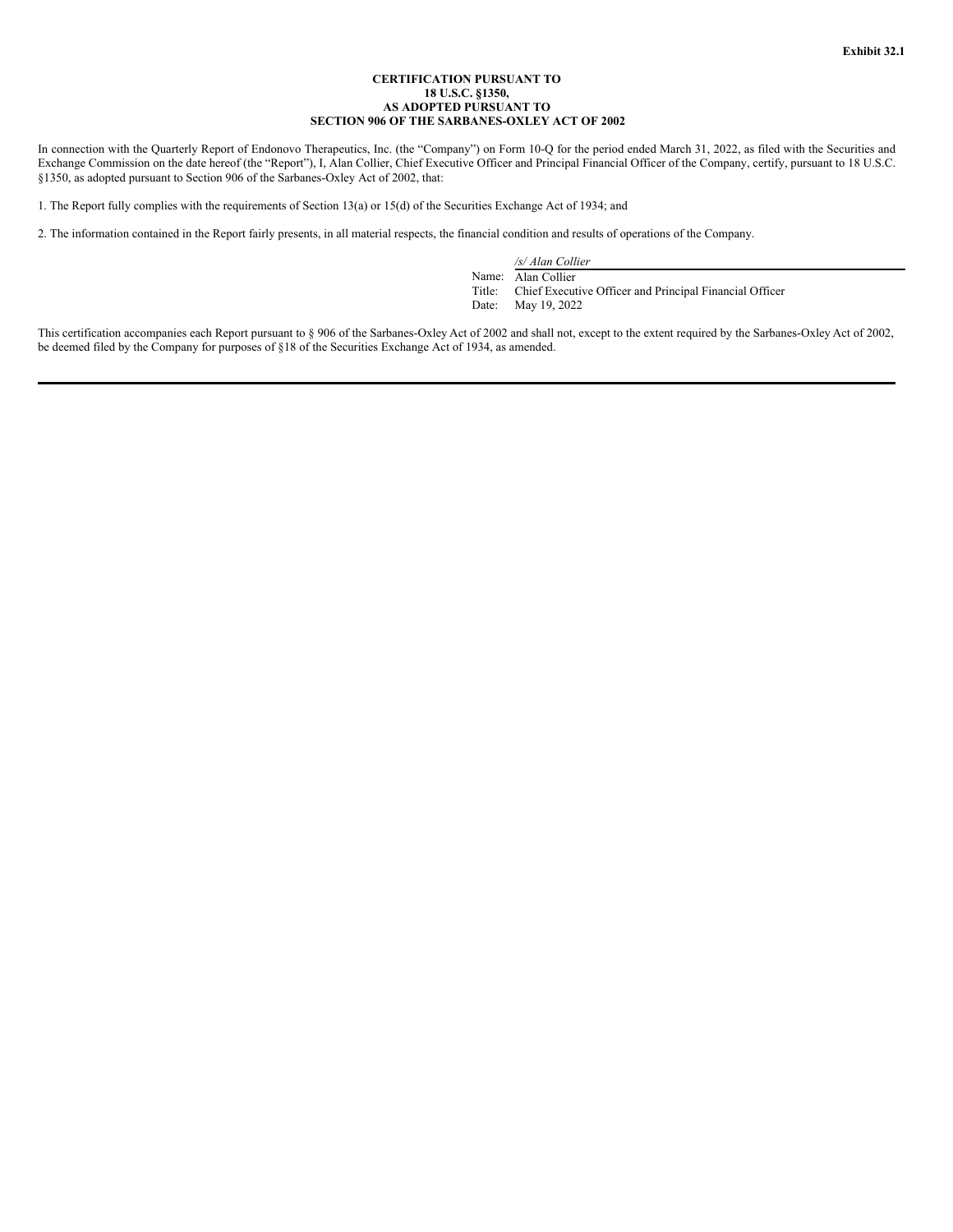**Exhibit 32.1**

**CERTIFICATION PURSUANT TO**
**18 U.S.C. §1350,**
**AS ADOPTED PURSUANT TO**
**SECTION 906 OF THE SARBANES-OXLEY ACT OF 2002**

In connection with the Quarterly Report of Endonovo Therapeutics, Inc. (the "Company") on Form 10-Q for the period ended March 31, 2022, as filed with the Securities and Exchange Commission on the date hereof (the "Report"), I, Alan Collier, Chief Executive Officer and Principal Financial Officer of the Company, certify, pursuant to 18 U.S.C. §1350, as adopted pursuant to Section 906 of the Sarbanes-Oxley Act of 2002, that:

1. The Report fully complies with the requirements of Section 13(a) or 15(d) of the Securities Exchange Act of 1934; and

2. The information contained in the Report fairly presents, in all material respects, the financial condition and results of operations of the Company.

| | |
|---|---|
| | */s/ Alan Collier* |
| Name: | Alan Collier |
| Title: | Chief Executive Officer and Principal Financial Officer |
| Date: | May 19, 2022 |

This certification accompanies each Report pursuant to § 906 of the Sarbanes-Oxley Act of 2002 and shall not, except to the extent required by the Sarbanes-Oxley Act of 2002, be deemed filed by the Company for purposes of §18 of the Securities Exchange Act of 1934, as amended.